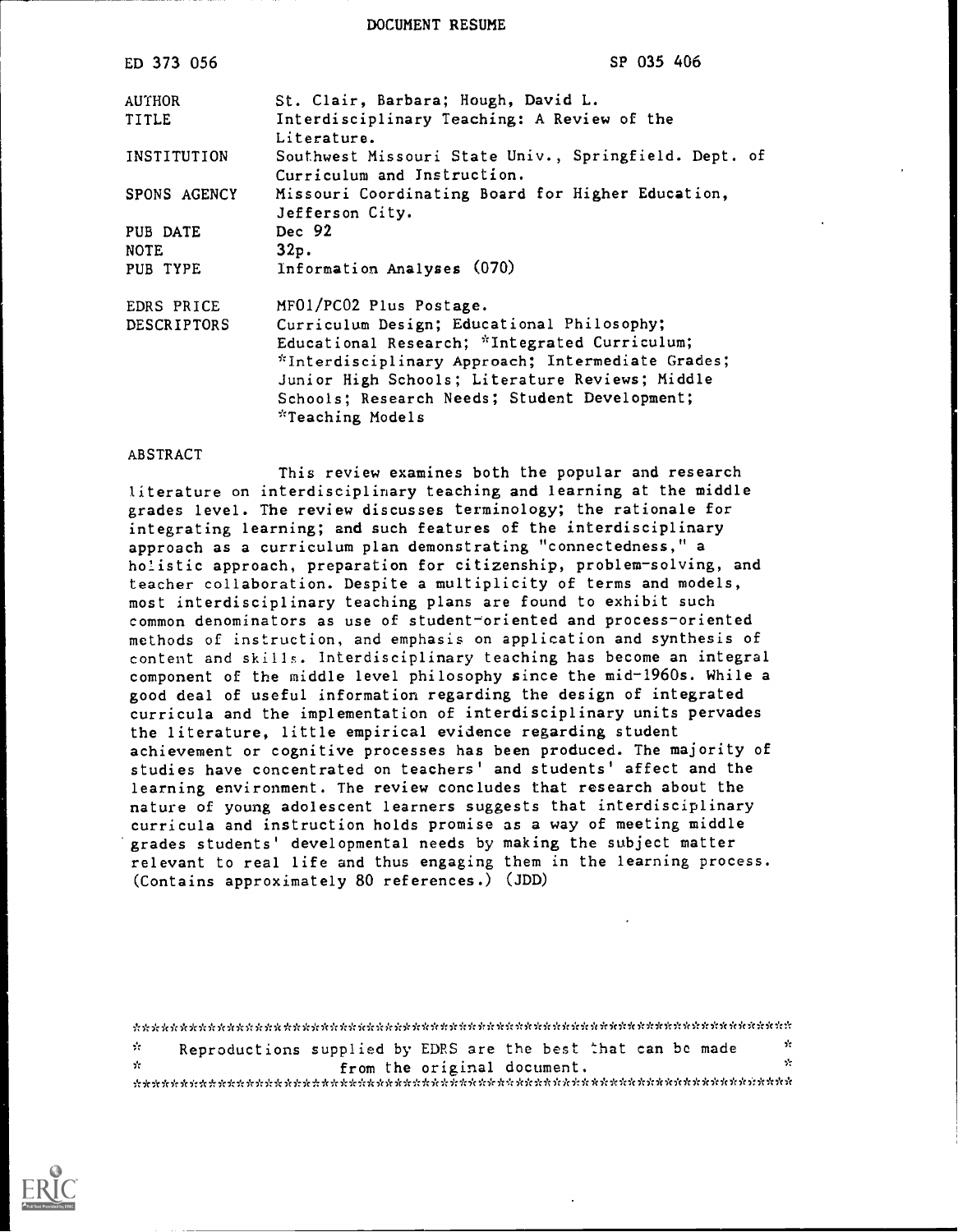DOCUMENT RESUME

| | |
|---|---|
| ED 373 056 | SP 035 406 |
| AUTHOR | St. Clair, Barbara; Hough, David L. |
| TITLE | Interdisciplinary Teaching: A Review of the Literature. |
| INSTITUTION | Southwest Missouri State Univ., Springfield. Dept. of Curriculum and Instruction. |
| SPONS AGENCY | Missouri Coordinating Board for Higher Education, Jefferson City. |
| PUB DATE | Dec 92 |
| NOTE | 32p. |
| PUB TYPE | Information Analyses (070) |
| EDRS PRICE | MF01/PC02 Plus Postage. |
| DESCRIPTORS | Curriculum Design; Educational Philosophy; Educational Research; *Integrated Curriculum; *Interdisciplinary Approach; Intermediate Grades; Junior High Schools; Literature Reviews; Middle Schools; Research Needs; Student Development; *Teaching Models |

ABSTRACT

This review examines both the popular and research literature on interdisciplinary teaching and learning at the middle grades level. The review discusses terminology; the rationale for integrating learning; and such features of the interdisciplinary approach as a curriculum plan demonstrating "connectedness," a holistic approach, preparation for citizenship, problem-solving, and teacher collaboration. Despite a multiplicity of terms and models, most interdisciplinary teaching plans are found to exhibit such common denominators as use of student-oriented and process-oriented methods of instruction, and emphasis on application and synthesis of content and skills. Interdisciplinary teaching has become an integral component of the middle level philosophy since the mid-1960s. While a good deal of useful information regarding the design of integrated curricula and the implementation of interdisciplinary units pervades the literature, little empirical evidence regarding student achievement or cognitive processes has been produced. The majority of studies have concentrated on teachers' and students' affect and the learning environment. The review concludes that research about the nature of young adolescent learners suggests that interdisciplinary curricula and instruction holds promise as a way of meeting middle grades students' developmental needs by making the subject matter relevant to real life and thus engaging them in the learning process. (Contains approximately 80 references.) (JDD)

***********************************************************************
* Reproductions supplied by EDRS are the best that can be made *
* from the original document. *
***********************************************************************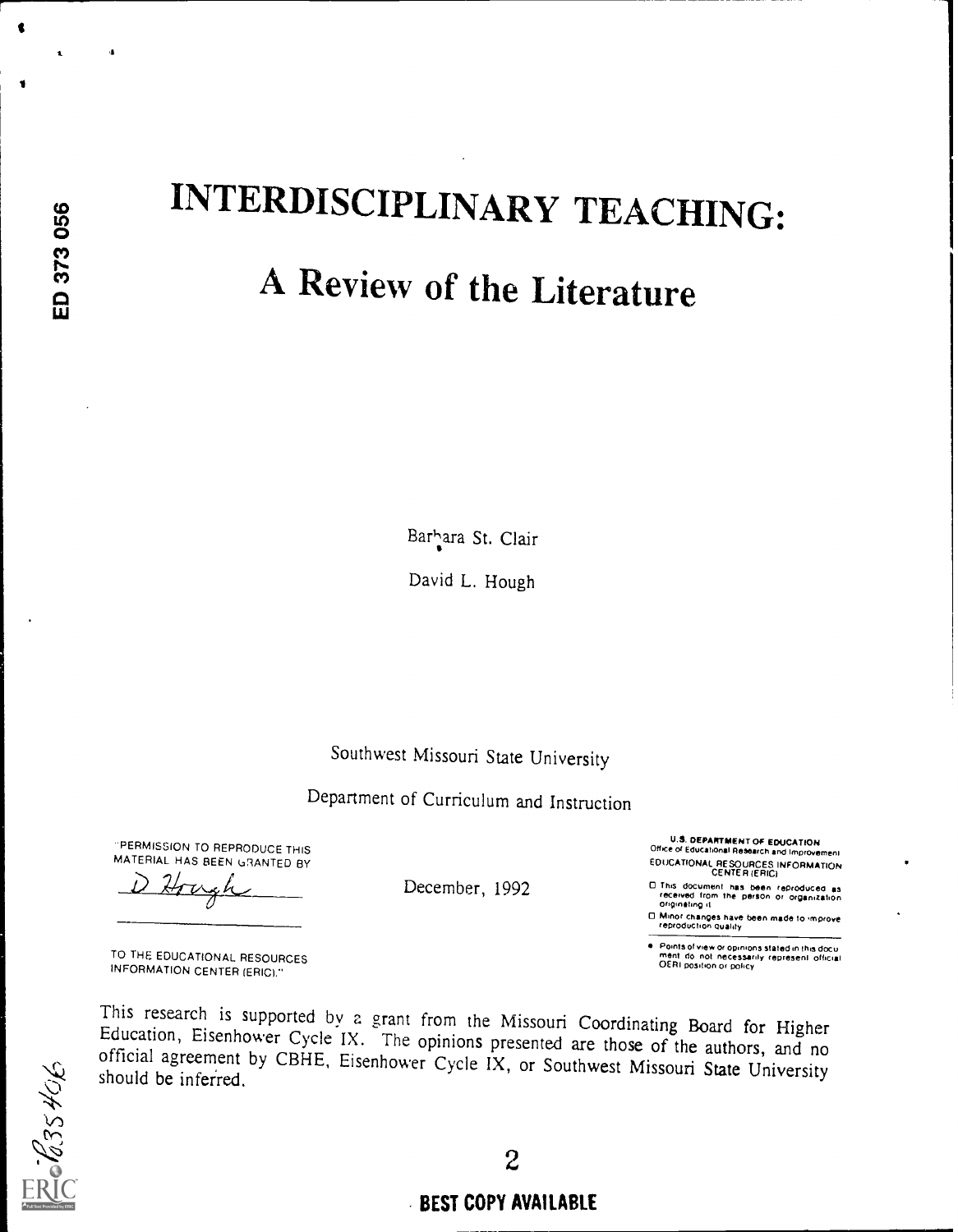ED 373 056

# INTERDISCIPLINARY TEACHING:

## A Review of the Literature

Barbara St. Clair

David L. Hough

Southwest Missouri State University

Department of Curriculum and Instruction

December, 1992

"PERMISSION TO REPRODUCE THIS MATERIAL HAS BEEN GRANTED BY

D Hough

TO THE EDUCATIONAL RESOURCES INFORMATION CENTER (ERIC)."

U.S. DEPARTMENT OF EDUCATION
Office of Educational Research and Improvement
EDUCATIONAL RESOURCES INFORMATION CENTER (ERIC)

- This document has been reproduced as received from the person or organization originating it
- Minor changes have been made to improve reproduction quality
- Points of view or opinions stated in this document do not necessarily represent official OERI position or policy

This research is supported by a grant from the Missouri Coordinating Board for Higher Education, Eisenhower Cycle IX. The opinions presented are those of the authors, and no official agreement by CBHE, Eisenhower Cycle IX, or Southwest Missouri State University should be inferred.

BEST COPY AVAILABLE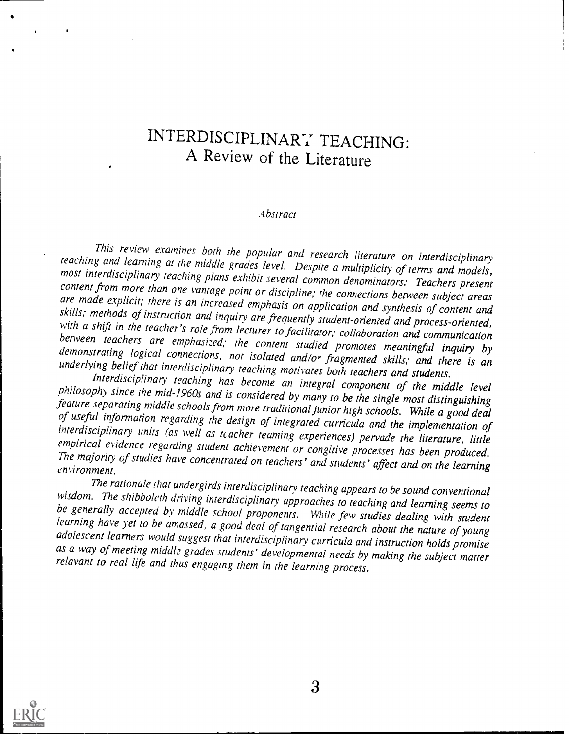# INTERDISCIPLINARY TEACHING: A Review of the Literature

*Abstract*

*This review examines both the popular and research literature on interdisciplinary teaching and learning at the middle grades level. Despite a multiplicity of terms and models, most interdisciplinary teaching plans exhibit several common denominators: Teachers present content from more than one vantage point or discipline; the connections between subject areas are made explicit; there is an increased emphasis on application and synthesis of content and skills; methods of instruction and inquiry are frequently student-oriented and process-oriented, with a shift in the teacher's role from lecturer to facilitator; collaboration and communication between teachers are emphasized; the content studied promotes meaningful inquiry by demonstrating logical connections, not isolated and/or fragmented skills; and there is an underlying belief that interdisciplinary teaching motivates both teachers and students.*

*Interdisciplinary teaching has become an integral component of the middle level philosophy since the mid-1960s and is considered by many to be the single most distinguishing feature separating middle schools from more traditional junior high schools. While a good deal of useful information regarding the design of integrated curricula and the implementation of interdisciplinary units (as well as teacher teaming experiences) pervade the literature, little empirical evidence regarding student achievement or congitive processes has been produced. The majority of studies have concentrated on teachers' and students' affect and on the learning environment.*

*The rationale that undergirds interdisciplinary teaching appears to be sound conventional wisdom. The shibboleth driving interdisciplinary approaches to teaching and learning seems to be generally accepted by middle school proponents. While few studies dealing with student learning have yet to be amassed, a good deal of tangential research about the nature of young adolescent learners would suggest that interdisciplinary curricula and instruction holds promise as a way of meeting middle grades students' developmental needs by making the subject matter relavant to real life and thus engaging them in the learning process.*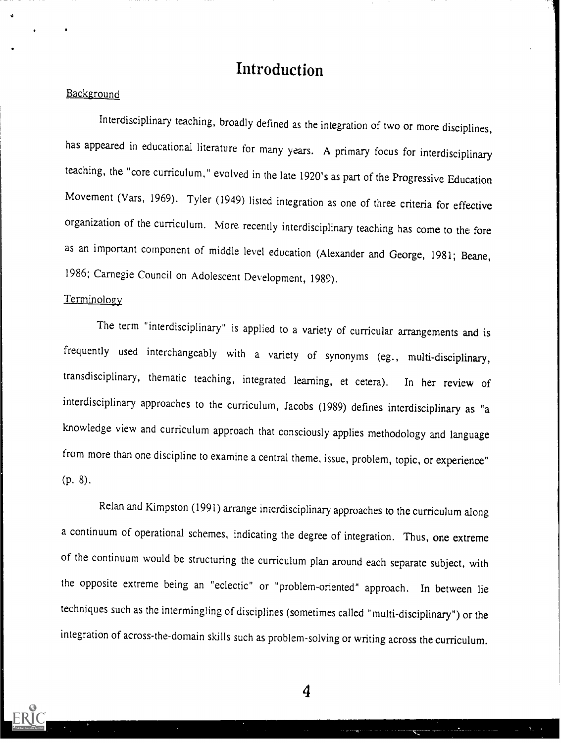# Introduction

## Background

Interdisciplinary teaching, broadly defined as the integration of two or more disciplines, has appeared in educational literature for many years. A primary focus for interdisciplinary teaching, the "core curriculum," evolved in the late 1920's as part of the Progressive Education Movement (Vars, 1969). Tyler (1949) listed integration as one of three criteria for effective organization of the curriculum. More recently interdisciplinary teaching has come to the fore as an important component of middle level education (Alexander and George, 1981; Beane, 1986; Carnegie Council on Adolescent Development, 1989).

## Terminology

The term "interdisciplinary" is applied to a variety of curricular arrangements and is frequently used interchangeably with a variety of synonyms (eg., multi-disciplinary, transdisciplinary, thematic teaching, integrated learning, et cetera). In her review of interdisciplinary approaches to the curriculum, Jacobs (1989) defines interdisciplinary as "a knowledge view and curriculum approach that consciously applies methodology and language from more than one discipline to examine a central theme, issue, problem, topic, or experience" (p. 8).

Relan and Kimpston (1991) arrange interdisciplinary approaches to the curriculum along a continuum of operational schemes, indicating the degree of integration. Thus, one extreme of the continuum would be structuring the curriculum plan around each separate subject, with the opposite extreme being an "eclectic" or "problem-oriented" approach. In between lie techniques such as the intermingling of disciplines (sometimes called "multi-disciplinary") or the integration of across-the-domain skills such as problem-solving or writing across the curriculum.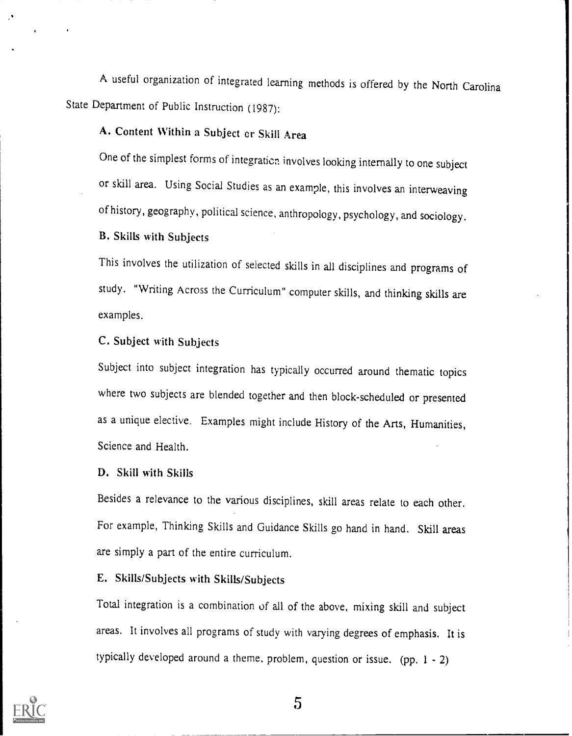A useful organization of integrated learning methods is offered by the North Carolina State Department of Public Instruction (1987):

> **A. Content Within a Subject or Skill Area**
>
> One of the simplest forms of integration involves looking internally to one subject or skill area. Using Social Studies as an example, this involves an interweaving of history, geography, political science, anthropology, psychology, and sociology.
>
> **B. Skills with Subjects**
>
> This involves the utilization of selected skills in all disciplines and programs of study. "Writing Across the Curriculum" computer skills, and thinking skills are examples.
>
> **C. Subject with Subjects**
>
> Subject into subject integration has typically occurred around thematic topics where two subjects are blended together and then block-scheduled or presented as a unique elective. Examples might include History of the Arts, Humanities, Science and Health.
>
> **D. Skill with Skills**
>
> Besides a relevance to the various disciplines, skill areas relate to each other. For example, Thinking Skills and Guidance Skills go hand in hand. Skill areas are simply a part of the entire curriculum.
>
> **E. Skills/Subjects with Skills/Subjects**
>
> Total integration is a combination of all of the above, mixing skill and subject areas. It involves all programs of study with varying degrees of emphasis. It is typically developed around a theme, problem, question or issue. (pp. 1 - 2)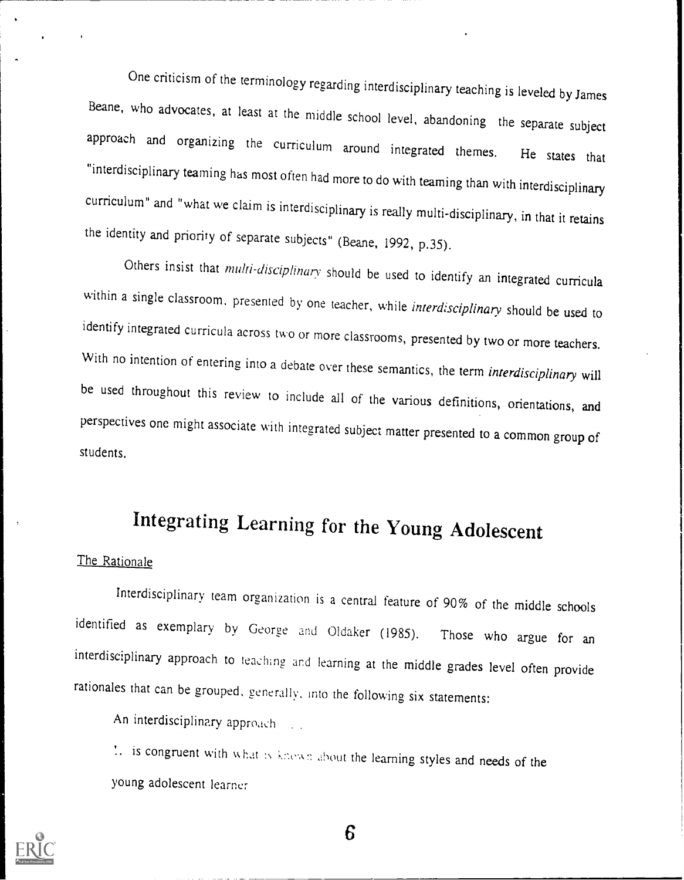One criticism of the terminology regarding interdisciplinary teaching is leveled by James Beane, who advocates, at least at the middle school level, abandoning the separate subject approach and organizing the curriculum around integrated themes. He states that "interdisciplinary teaming has most often had more to do with teaming than with interdisciplinary curriculum" and "what we claim is interdisciplinary is really multi-disciplinary, in that it retains the identity and priority of separate subjects" (Beane, 1992, p.35).

Others insist that *multi-disciplinary* should be used to identify an integrated curricula within a single classroom, presented by one teacher, while *interdisciplinary* should be used to identify integrated curricula across two or more classrooms, presented by two or more teachers. With no intention of entering into a debate over these semantics, the term *interdisciplinary* will be used throughout this review to include all of the various definitions, orientations, and perspectives one might associate with integrated subject matter presented to a common group of students.

# Integrating Learning for the Young Adolescent

## The Rationale

Interdisciplinary team organization is a central feature of 90% of the middle schools identified as exemplary by George and Oldaker (1985). Those who argue for an interdisciplinary approach to teaching and learning at the middle grades level often provide rationales that can be grouped, generally, into the following six statements:

An interdisciplinary approach . . .

1. is congruent with what is known about the learning styles and needs of the young adolescent learner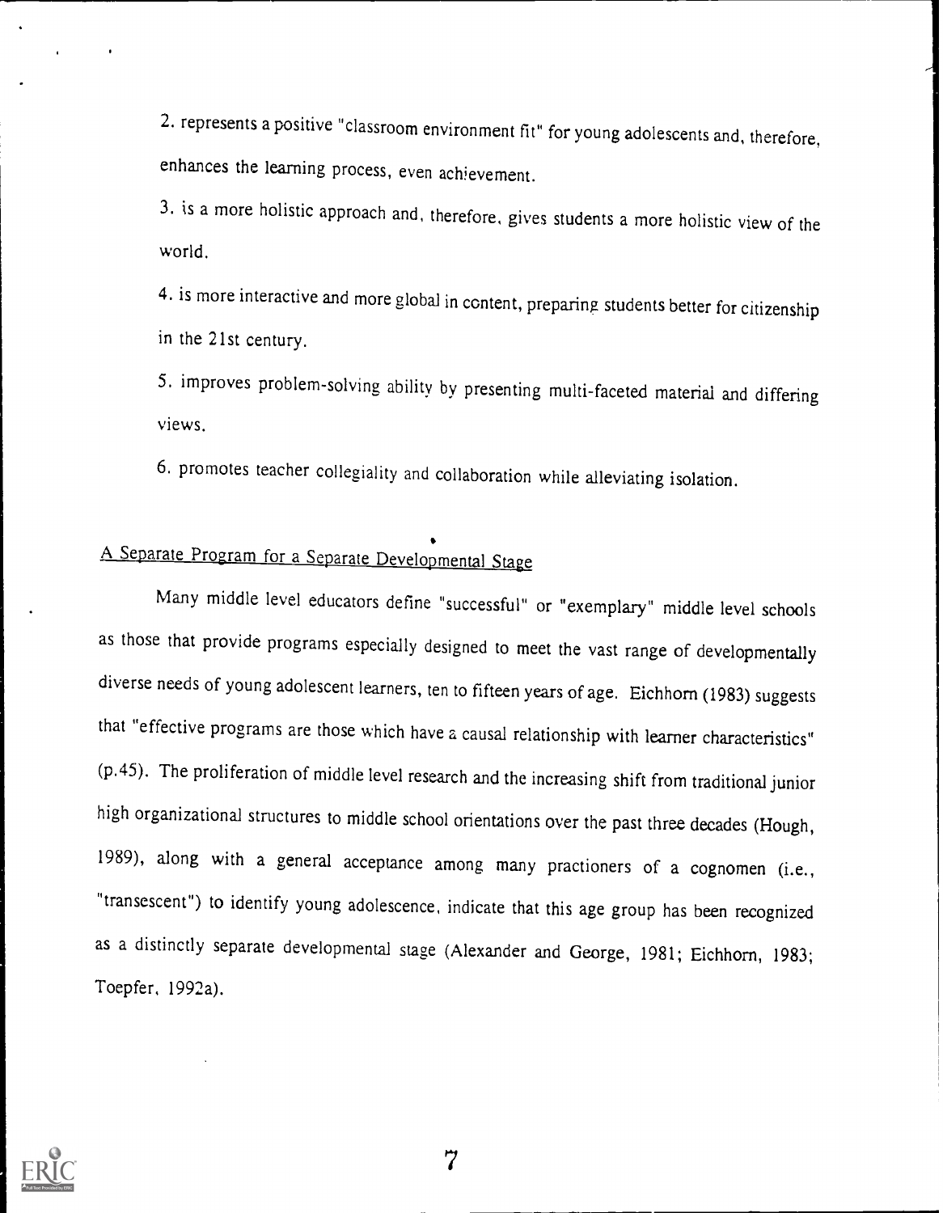2. represents a positive "classroom environment fit" for young adolescents and, therefore, enhances the learning process, even achievement.

3. is a more holistic approach and, therefore, gives students a more holistic view of the world.

4. is more interactive and more global in content, preparing students better for citizenship in the 21st century.

5. improves problem-solving ability by presenting multi-faceted material and differing views.

6. promotes teacher collegiality and collaboration while alleviating isolation.

## A Separate Program for a Separate Developmental Stage

Many middle level educators define "successful" or "exemplary" middle level schools as those that provide programs especially designed to meet the vast range of developmentally diverse needs of young adolescent learners, ten to fifteen years of age. Eichhorn (1983) suggests that "effective programs are those which have a causal relationship with learner characteristics" (p.45). The proliferation of middle level research and the increasing shift from traditional junior high organizational structures to middle school orientations over the past three decades (Hough, 1989), along with a general acceptance among many practioners of a cognomen (i.e., "transescent") to identify young adolescence, indicate that this age group has been recognized as a distinctly separate developmental stage (Alexander and George, 1981; Eichhorn, 1983; Toepfer, 1992a).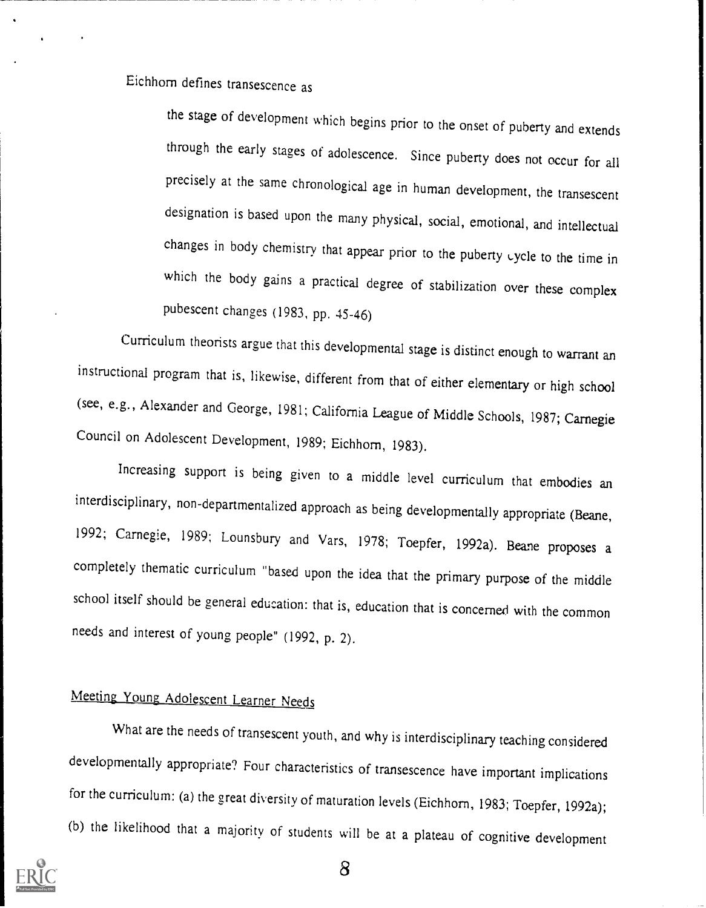Eichhorn defines transescence as

> the stage of development which begins prior to the onset of puberty and extends through the early stages of adolescence. Since puberty does not occur for all precisely at the same chronological age in human development, the transescent designation is based upon the many physical, social, emotional, and intellectual changes in body chemistry that appear prior to the puberty cycle to the time in which the body gains a practical degree of stabilization over these complex pubescent changes (1983, pp. 45-46)

Curriculum theorists argue that this developmental stage is distinct enough to warrant an instructional program that is, likewise, different from that of either elementary or high school (see, e.g., Alexander and George, 1981; California League of Middle Schools, 1987; Carnegie Council on Adolescent Development, 1989; Eichhorn, 1983).

Increasing support is being given to a middle level curriculum that embodies an interdisciplinary, non-departmentalized approach as being developmentally appropriate (Beane, 1992; Carnegie, 1989; Lounsbury and Vars, 1978; Toepfer, 1992a). Beane proposes a completely thematic curriculum "based upon the idea that the primary purpose of the middle school itself should be general education: that is, education that is concerned with the common needs and interest of young people" (1992, p. 2).

## Meeting Young Adolescent Learner Needs

What are the needs of transescent youth, and why is interdisciplinary teaching considered developmentally appropriate? Four characteristics of transescence have important implications for the curriculum: (a) the great diversity of maturation levels (Eichhorn, 1983; Toepfer, 1992a); (b) the likelihood that a majority of students will be at a plateau of cognitive development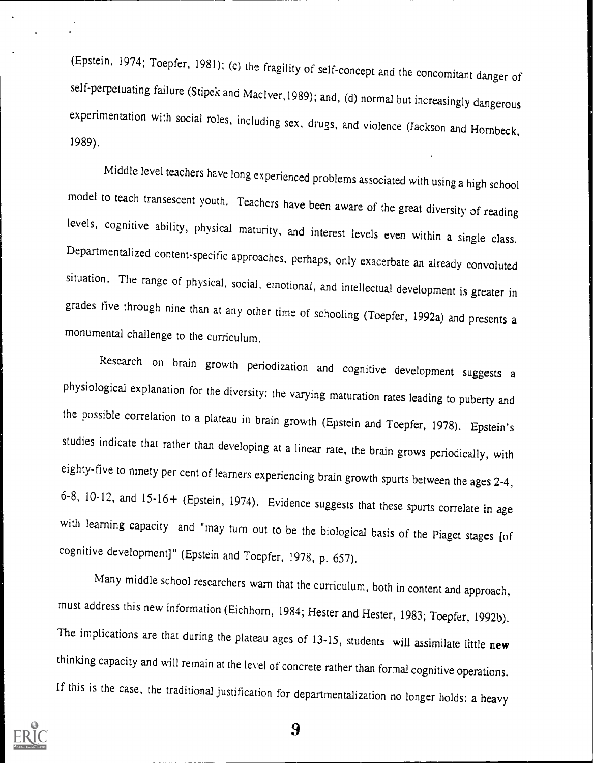(Epstein, 1974; Toepfer, 1981); (c) the fragility of self-concept and the concomitant danger of self-perpetuating failure (Stipek and MacIver, 1989); and, (d) normal but increasingly dangerous experimentation with social roles, including sex, drugs, and violence (Jackson and Hornbeck, 1989).

Middle level teachers have long experienced problems associated with using a high school model to teach transescent youth. Teachers have been aware of the great diversity of reading levels, cognitive ability, physical maturity, and interest levels even within a single class. Departmentalized content-specific approaches, perhaps, only exacerbate an already convoluted situation. The range of physical, social, emotional, and intellectual development is greater in grades five through nine than at any other time of schooling (Toepfer, 1992a) and presents a monumental challenge to the curriculum.

Research on brain growth periodization and cognitive development suggests a physiological explanation for the diversity: the varying maturation rates leading to puberty and the possible correlation to a plateau in brain growth (Epstein and Toepfer, 1978). Epstein's studies indicate that rather than developing at a linear rate, the brain grows periodically, with eighty-five to ninety per cent of learners experiencing brain growth spurts between the ages 2-4, 6-8, 10-12, and 15-16+ (Epstein, 1974). Evidence suggests that these spurts correlate in age with learning capacity and "may turn out to be the biological basis of the Piaget stages [of cognitive development]" (Epstein and Toepfer, 1978, p. 657).

Many middle school researchers warn that the curriculum, both in content and approach, must address this new information (Eichhorn, 1984; Hester and Hester, 1983; Toepfer, 1992b). The implications are that during the plateau ages of 13-15, students will assimilate little new thinking capacity and will remain at the level of concrete rather than formal cognitive operations. If this is the case, the traditional justification for departmentalization no longer holds: a heavy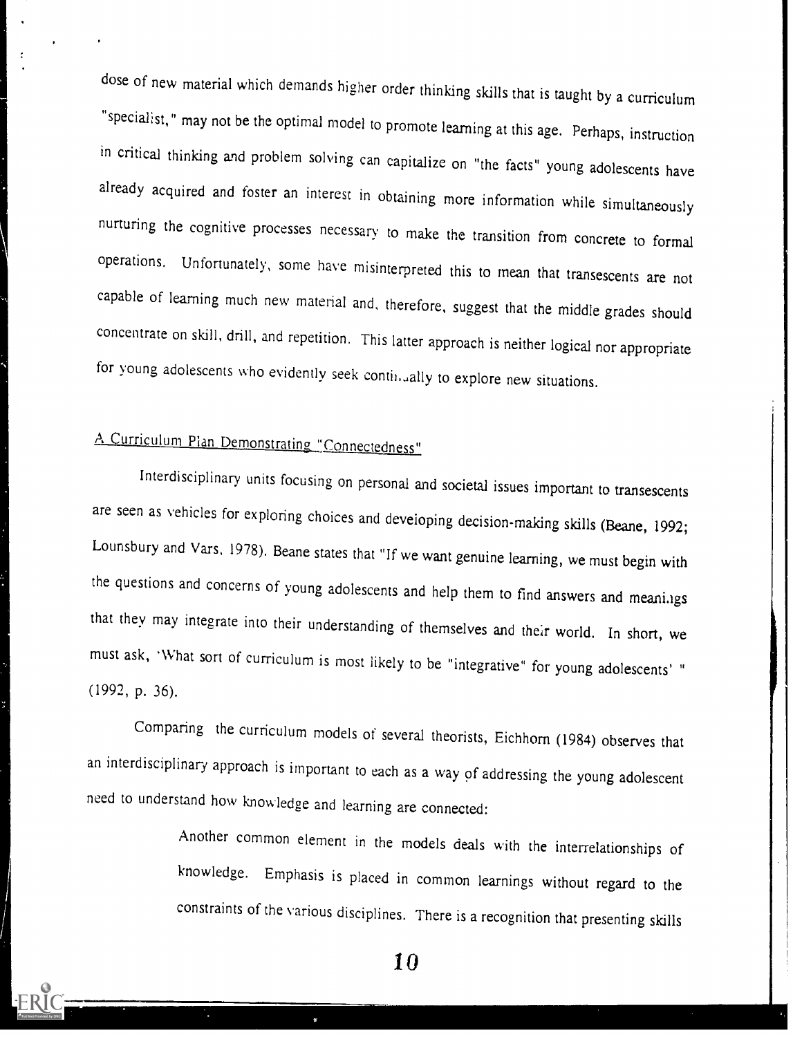dose of new material which demands higher order thinking skills that is taught by a curriculum "specialist," may not be the optimal model to promote learning at this age. Perhaps, instruction in critical thinking and problem solving can capitalize on "the facts" young adolescents have already acquired and foster an interest in obtaining more information while simultaneously nurturing the cognitive processes necessary to make the transition from concrete to formal operations. Unfortunately, some have misinterpreted this to mean that transescents are not capable of learning much new material and, therefore, suggest that the middle grades should concentrate on skill, drill, and repetition. This latter approach is neither logical nor appropriate for young adolescents who evidently seek continually to explore new situations.

## A Curriculum Plan Demonstrating "Connectedness"

Interdisciplinary units focusing on personal and societal issues important to transescents are seen as vehicles for exploring choices and developing decision-making skills (Beane, 1992; Lounsbury and Vars, 1978). Beane states that "If we want genuine learning, we must begin with the questions and concerns of young adolescents and help them to find answers and meanings that they may integrate into their understanding of themselves and their world. In short, we must ask, 'What sort of curriculum is most likely to be "integrative" for young adolescents' " (1992, p. 36).

Comparing the curriculum models of several theorists, Eichhorn (1984) observes that an interdisciplinary approach is important to each as a way of addressing the young adolescent need to understand how knowledge and learning are connected:

> Another common element in the models deals with the interrelationships of knowledge. Emphasis is placed in common learnings without regard to the constraints of the various disciplines. There is a recognition that presenting skills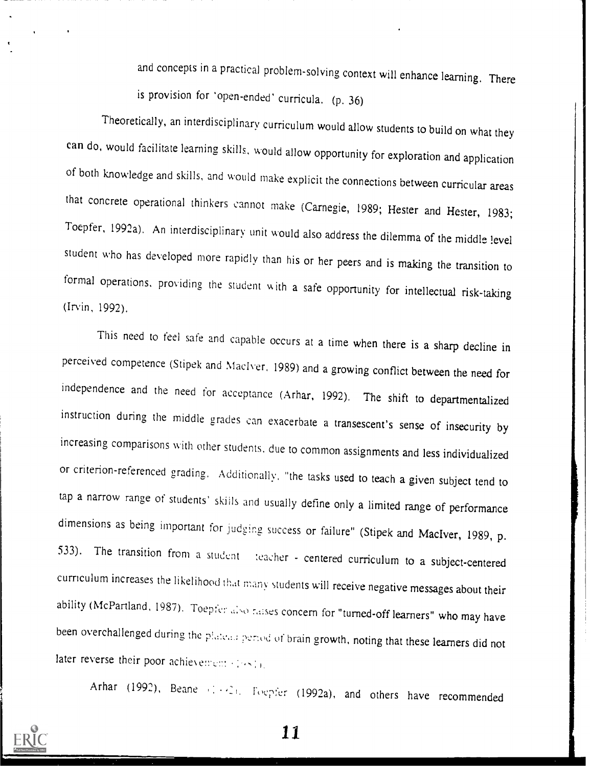and concepts in a practical problem-solving context will enhance learning. There is provision for 'open-ended' curricula. (p. 36)

Theoretically, an interdisciplinary curriculum would allow students to build on what they can do, would facilitate learning skills, would allow opportunity for exploration and application of both knowledge and skills, and would make explicit the connections between curricular areas that concrete operational thinkers cannot make (Carnegie, 1989; Hester and Hester, 1983; Toepfer, 1992a). An interdisciplinary unit would also address the dilemma of the middle level student who has developed more rapidly than his or her peers and is making the transition to formal operations, providing the student with a safe opportunity for intellectual risk-taking (Irvin, 1992).

This need to feel safe and capable occurs at a time when there is a sharp decline in perceived competence (Stipek and MacIver, 1989) and a growing conflict between the need for independence and the need for acceptance (Arhar, 1992). The shift to departmentalized instruction during the middle grades can exacerbate a transescent's sense of insecurity by increasing comparisons with other students, due to common assignments and less individualized or criterion-referenced grading. Additionally, "the tasks used to teach a given subject tend to tap a narrow range of students' skills and usually define only a limited range of performance dimensions as being important for judging success or failure" (Stipek and MacIver, 1989, p. 533). The transition from a student teacher - centered curriculum to a subject-centered curriculum increases the likelihood that many students will receive negative messages about their ability (McPartland, 1987). Toepfer also raises concern for "turned-off learners" who may have been overchallenged during the plateau period of brain growth, noting that these learners did not later reverse their poor achievement (1988).

Arhar (1992), Beane (1992), Toepfer (1992a), and others have recommended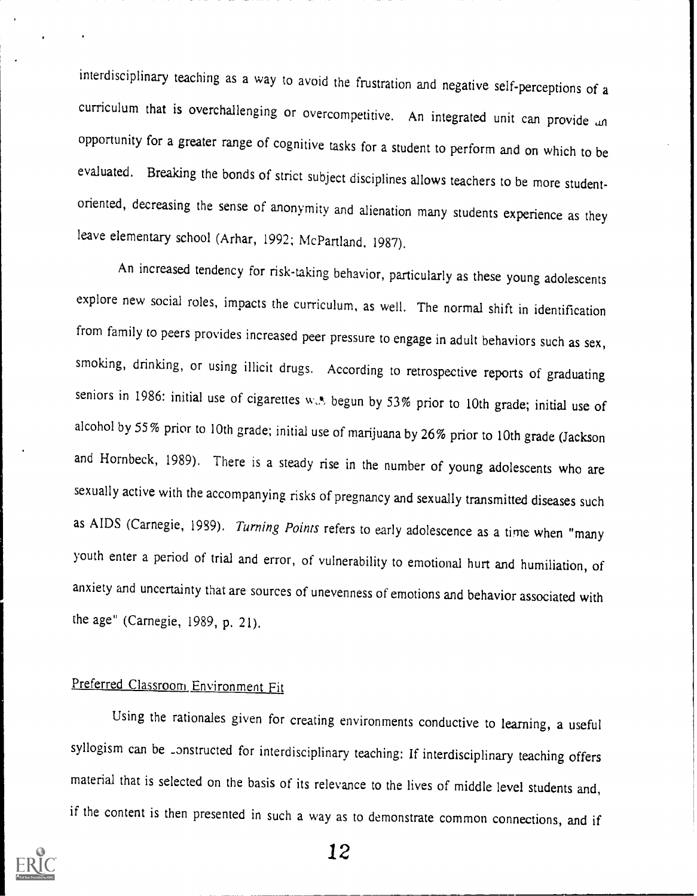interdisciplinary teaching as a way to avoid the frustration and negative self-perceptions of a curriculum that is overchallenging or overcompetitive. An integrated unit can provide an opportunity for a greater range of cognitive tasks for a student to perform and on which to be evaluated. Breaking the bonds of strict subject disciplines allows teachers to be more student-oriented, decreasing the sense of anonymity and alienation many students experience as they leave elementary school (Arhar, 1992; McPartland, 1987).

An increased tendency for risk-taking behavior, particularly as these young adolescents explore new social roles, impacts the curriculum, as well. The normal shift in identification from family to peers provides increased peer pressure to engage in adult behaviors such as sex, smoking, drinking, or using illicit drugs. According to retrospective reports of graduating seniors in 1986: initial use of cigarettes was begun by 53% prior to 10th grade; initial use of alcohol by 55% prior to 10th grade; initial use of marijuana by 26% prior to 10th grade (Jackson and Hornbeck, 1989). There is a steady rise in the number of young adolescents who are sexually active with the accompanying risks of pregnancy and sexually transmitted diseases such as AIDS (Carnegie, 1989). *Turning Points* refers to early adolescence as a time when "many youth enter a period of trial and error, of vulnerability to emotional hurt and humiliation, of anxiety and uncertainty that are sources of unevenness of emotions and behavior associated with the age" (Carnegie, 1989, p. 21).

## Preferred Classroom Environment Fit

Using the rationales given for creating environments conductive to learning, a useful syllogism can be constructed for interdisciplinary teaching: If interdisciplinary teaching offers material that is selected on the basis of its relevance to the lives of middle level students and, if the content is then presented in such a way as to demonstrate common connections, and if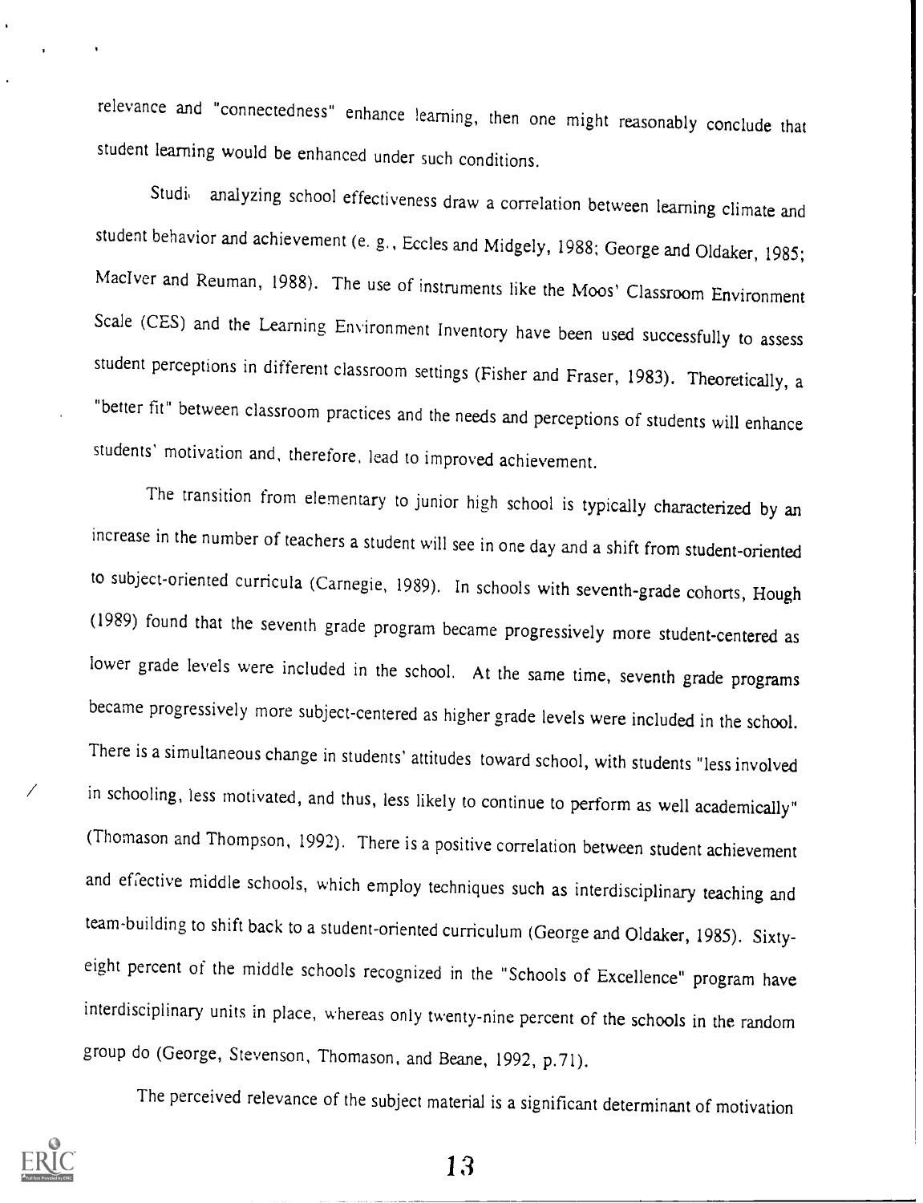relevance and "connectedness" enhance learning, then one might reasonably conclude that student learning would be enhanced under such conditions.

Studi analyzing school effectiveness draw a correlation between learning climate and student behavior and achievement (e. g., Eccles and Midgely, 1988; George and Oldaker, 1985; MacIver and Reuman, 1988). The use of instruments like the Moos' Classroom Environment Scale (CES) and the Learning Environment Inventory have been used successfully to assess student perceptions in different classroom settings (Fisher and Fraser, 1983). Theoretically, a "better fit" between classroom practices and the needs and perceptions of students will enhance students' motivation and, therefore, lead to improved achievement.

The transition from elementary to junior high school is typically characterized by an increase in the number of teachers a student will see in one day and a shift from student-oriented to subject-oriented curricula (Carnegie, 1989). In schools with seventh-grade cohorts, Hough (1989) found that the seventh grade program became progressively more student-centered as lower grade levels were included in the school. At the same time, seventh grade programs became progressively more subject-centered as higher grade levels were included in the school. There is a simultaneous change in students' attitudes toward school, with students "less involved in schooling, less motivated, and thus, less likely to continue to perform as well academically" (Thomason and Thompson, 1992). There is a positive correlation between student achievement and effective middle schools, which employ techniques such as interdisciplinary teaching and team-building to shift back to a student-oriented curriculum (George and Oldaker, 1985). Sixty-eight percent of the middle schools recognized in the "Schools of Excellence" program have interdisciplinary units in place, whereas only twenty-nine percent of the schools in the random group do (George, Stevenson, Thomason, and Beane, 1992, p.71).

The perceived relevance of the subject material is a significant determinant of motivation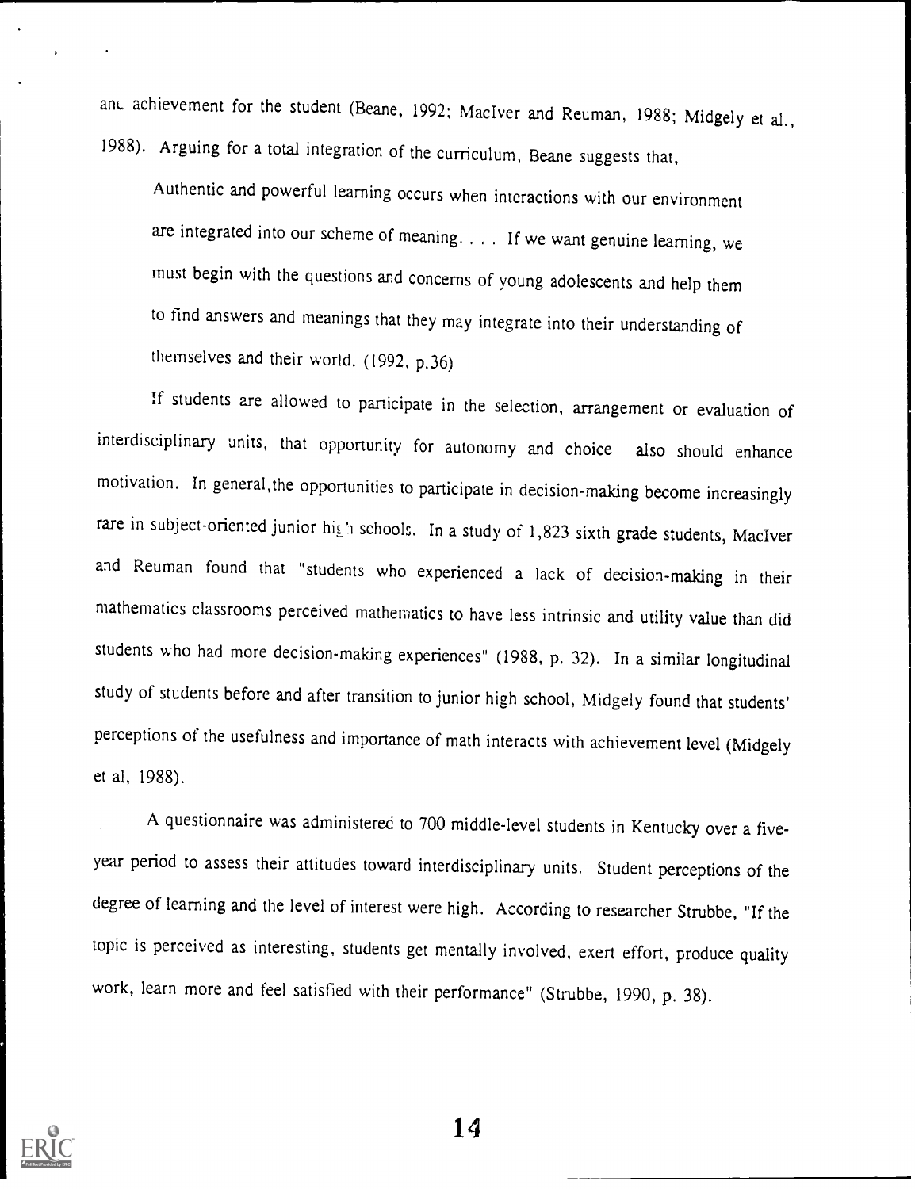and achievement for the student (Beane, 1992; MacIver and Reuman, 1988; Midgely et al., 1988). Arguing for a total integration of the curriculum, Beane suggests that,

> Authentic and powerful learning occurs when interactions with our environment are integrated into our scheme of meaning. . . . If we want genuine learning, we must begin with the questions and concerns of young adolescents and help them to find answers and meanings that they may integrate into their understanding of themselves and their world. (1992, p.36)

If students are allowed to participate in the selection, arrangement or evaluation of interdisciplinary units, that opportunity for autonomy and choice also should enhance motivation. In general, the opportunities to participate in decision-making become increasingly rare in subject-oriented junior high schools. In a study of 1,823 sixth grade students, MacIver and Reuman found that "students who experienced a lack of decision-making in their mathematics classrooms perceived mathematics to have less intrinsic and utility value than did students who had more decision-making experiences" (1988, p. 32). In a similar longitudinal study of students before and after transition to junior high school, Midgely found that students' perceptions of the usefulness and importance of math interacts with achievement level (Midgely et al, 1988).

A questionnaire was administered to 700 middle-level students in Kentucky over a five-year period to assess their attitudes toward interdisciplinary units. Student perceptions of the degree of learning and the level of interest were high. According to researcher Strubbe, "If the topic is perceived as interesting, students get mentally involved, exert effort, produce quality work, learn more and feel satisfied with their performance" (Strubbe, 1990, p. 38).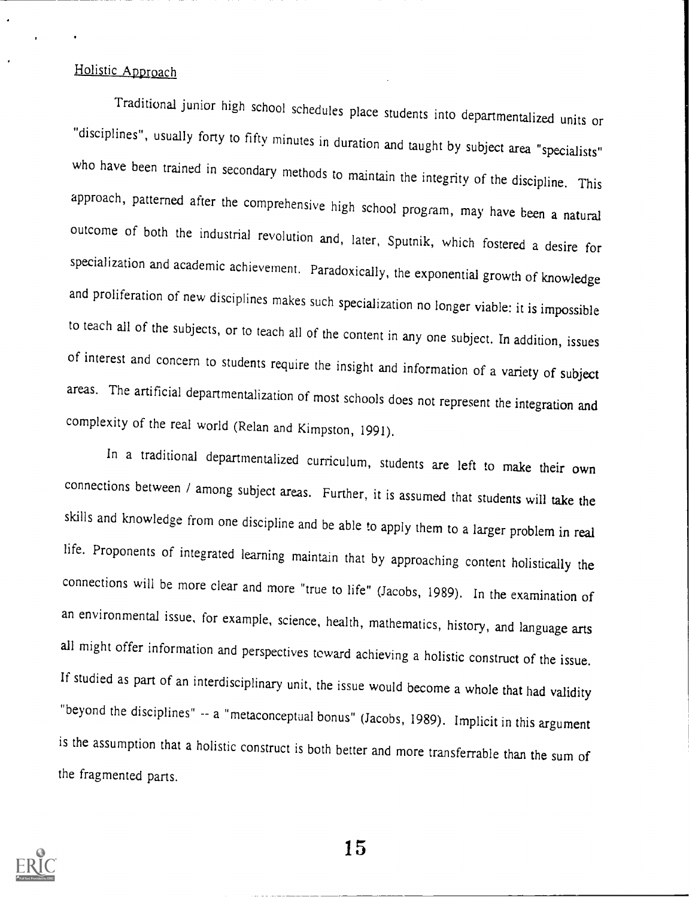## Holistic Approach

Traditional junior high school schedules place students into departmentalized units or "disciplines", usually forty to fifty minutes in duration and taught by subject area "specialists" who have been trained in secondary methods to maintain the integrity of the discipline. This approach, patterned after the comprehensive high school program, may have been a natural outcome of both the industrial revolution and, later, Sputnik, which fostered a desire for specialization and academic achievement. Paradoxically, the exponential growth of knowledge and proliferation of new disciplines makes such specialization no longer viable: it is impossible to teach all of the subjects, or to teach all of the content in any one subject. In addition, issues of interest and concern to students require the insight and information of a variety of subject areas. The artificial departmentalization of most schools does not represent the integration and complexity of the real world (Relan and Kimpston, 1991).

In a traditional departmentalized curriculum, students are left to make their own connections between / among subject areas. Further, it is assumed that students will take the skills and knowledge from one discipline and be able to apply them to a larger problem in real life. Proponents of integrated learning maintain that by approaching content holistically the connections will be more clear and more "true to life" (Jacobs, 1989). In the examination of an environmental issue, for example, science, health, mathematics, history, and language arts all might offer information and perspectives toward achieving a holistic construct of the issue. If studied as part of an interdisciplinary unit, the issue would become a whole that had validity "beyond the disciplines" -- a "metaconceptual bonus" (Jacobs, 1989). Implicit in this argument is the assumption that a holistic construct is both better and more transferrable than the sum of the fragmented parts.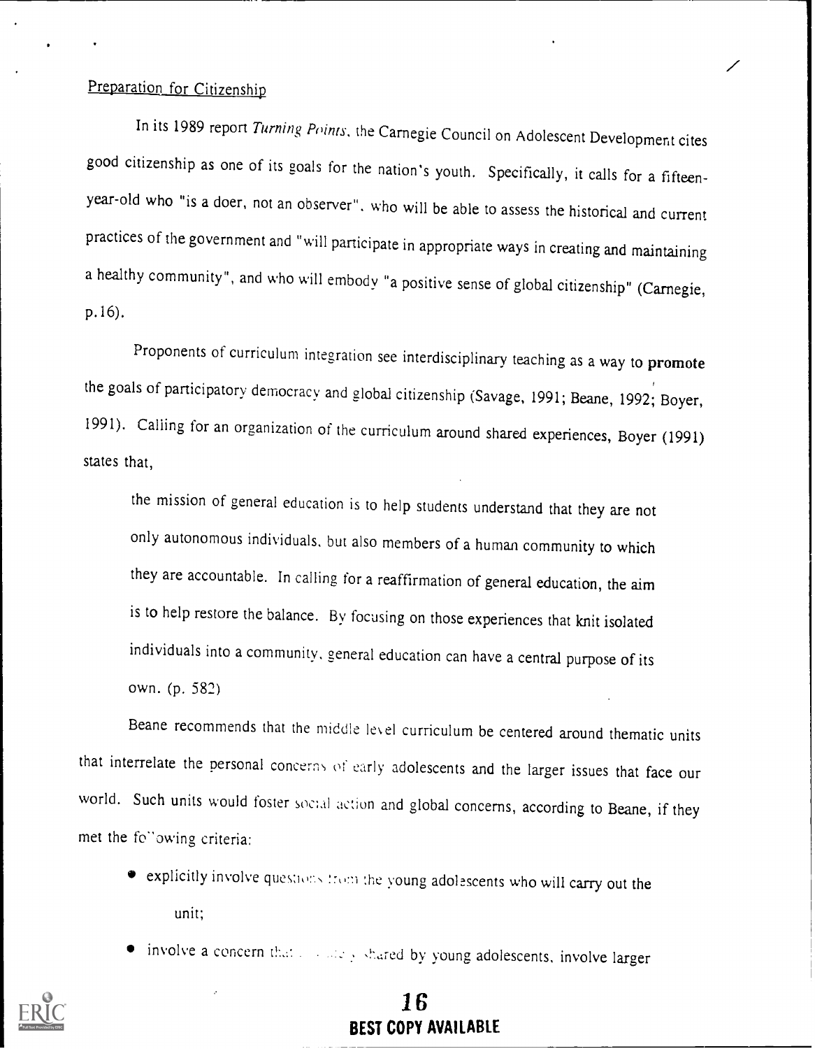## Preparation for Citizenship

In its 1989 report *Turning Points*, the Carnegie Council on Adolescent Development cites good citizenship as one of its goals for the nation's youth. Specifically, it calls for a fifteen-year-old who "is a doer, not an observer", who will be able to assess the historical and current practices of the government and "will participate in appropriate ways in creating and maintaining a healthy community", and who will embody "a positive sense of global citizenship" (Carnegie, p.16).

Proponents of curriculum integration see interdisciplinary teaching as a way to **promote** the goals of participatory democracy and global citizenship (Savage, 1991; Beane, 1992; Boyer, 1991). Calling for an organization of the curriculum around shared experiences, Boyer (1991) states that,

> the mission of general education is to help students understand that they are not only autonomous individuals, but also members of a human community to which they are accountable. In calling for a reaffirmation of general education, the aim is to help restore the balance. By focusing on those experiences that knit isolated individuals into a community, general education can have a central purpose of its own. (p. 582)

Beane recommends that the middle level curriculum be centered around thematic units that interrelate the personal concerns of early adolescents and the larger issues that face our world. Such units would foster social action and global concerns, according to Beane, if they met the following criteria:

- explicitly involve questions from the young adolescents who will carry out the unit;
- involve a concern that ... shared by young adolescents, involve larger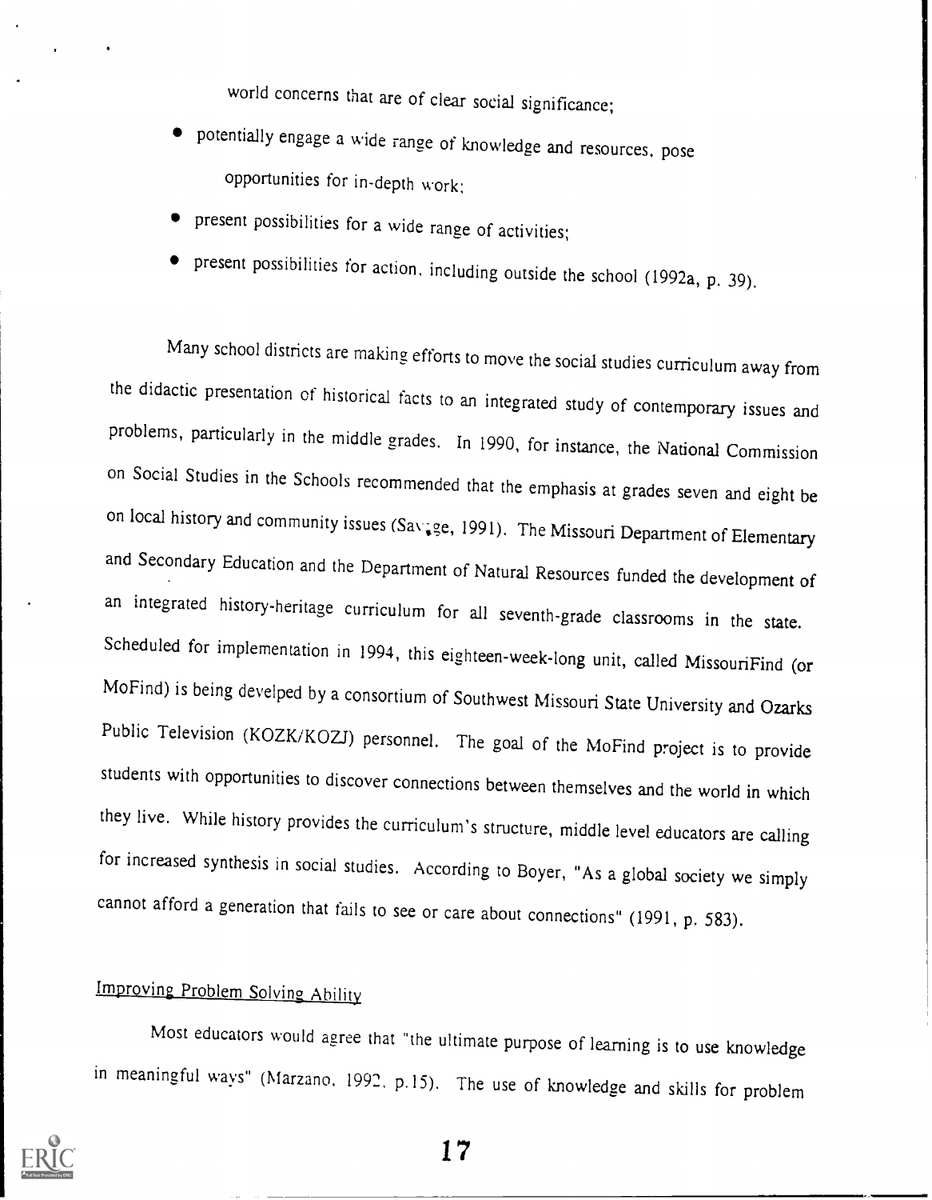world concerns that are of clear social significance;

- potentially engage a wide range of knowledge and resources, pose opportunities for in-depth work;
- present possibilities for a wide range of activities;
- present possibilities for action, including outside the school (1992a, p. 39).

Many school districts are making efforts to move the social studies curriculum away from the didactic presentation of historical facts to an integrated study of contemporary issues and problems, particularly in the middle grades. In 1990, for instance, the National Commission on Social Studies in the Schools recommended that the emphasis at grades seven and eight be on local history and community issues (Savage, 1991). The Missouri Department of Elementary and Secondary Education and the Department of Natural Resources funded the development of an integrated history-heritage curriculum for all seventh-grade classrooms in the state. Scheduled for implementation in 1994, this eighteen-week-long unit, called MissouriFind (or MoFind) is being develped by a consortium of Southwest Missouri State University and Ozarks Public Television (KOZK/KOZJ) personnel. The goal of the MoFind project is to provide students with opportunities to discover connections between themselves and the world in which they live. While history provides the curriculum's structure, middle level educators are calling for increased synthesis in social studies. According to Boyer, "As a global society we simply cannot afford a generation that fails to see or care about connections" (1991, p. 583).

## Improving Problem Solving Ability

Most educators would agree that "the ultimate purpose of learning is to use knowledge in meaningful ways" (Marzano, 1992, p.15). The use of knowledge and skills for problem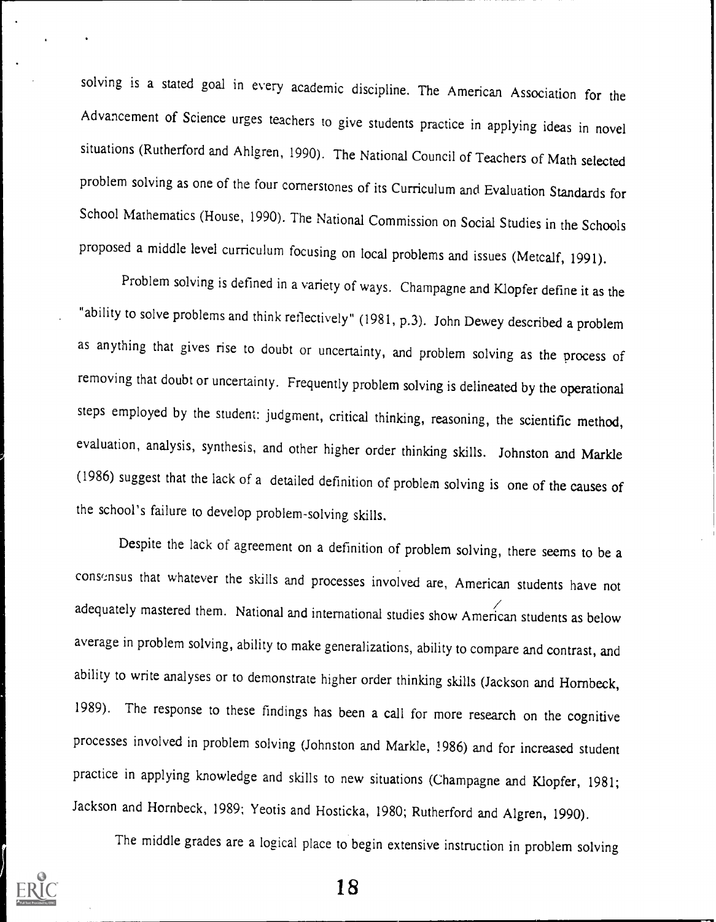solving is a stated goal in every academic discipline. The American Association for the Advancement of Science urges teachers to give students practice in applying ideas in novel situations (Rutherford and Ahlgren, 1990). The National Council of Teachers of Math selected problem solving as one of the four cornerstones of its Curriculum and Evaluation Standards for School Mathematics (House, 1990). The National Commission on Social Studies in the Schools proposed a middle level curriculum focusing on local problems and issues (Metcalf, 1991).

Problem solving is defined in a variety of ways. Champagne and Klopfer define it as the "ability to solve problems and think reflectively" (1981, p.3). John Dewey described a problem as anything that gives rise to doubt or uncertainty, and problem solving as the process of removing that doubt or uncertainty. Frequently problem solving is delineated by the operational steps employed by the student: judgment, critical thinking, reasoning, the scientific method, evaluation, analysis, synthesis, and other higher order thinking skills. Johnston and Markle (1986) suggest that the lack of a detailed definition of problem solving is one of the causes of the school's failure to develop problem-solving skills.

Despite the lack of agreement on a definition of problem solving, there seems to be a consensus that whatever the skills and processes involved are, American students have not adequately mastered them. National and international studies show American students as below average in problem solving, ability to make generalizations, ability to compare and contrast, and ability to write analyses or to demonstrate higher order thinking skills (Jackson and Hornbeck, 1989). The response to these findings has been a call for more research on the cognitive processes involved in problem solving (Johnston and Markle, 1986) and for increased student practice in applying knowledge and skills to new situations (Champagne and Klopfer, 1981; Jackson and Hornbeck, 1989; Yeotis and Hosticka, 1980; Rutherford and Algren, 1990).

The middle grades are a logical place to begin extensive instruction in problem solving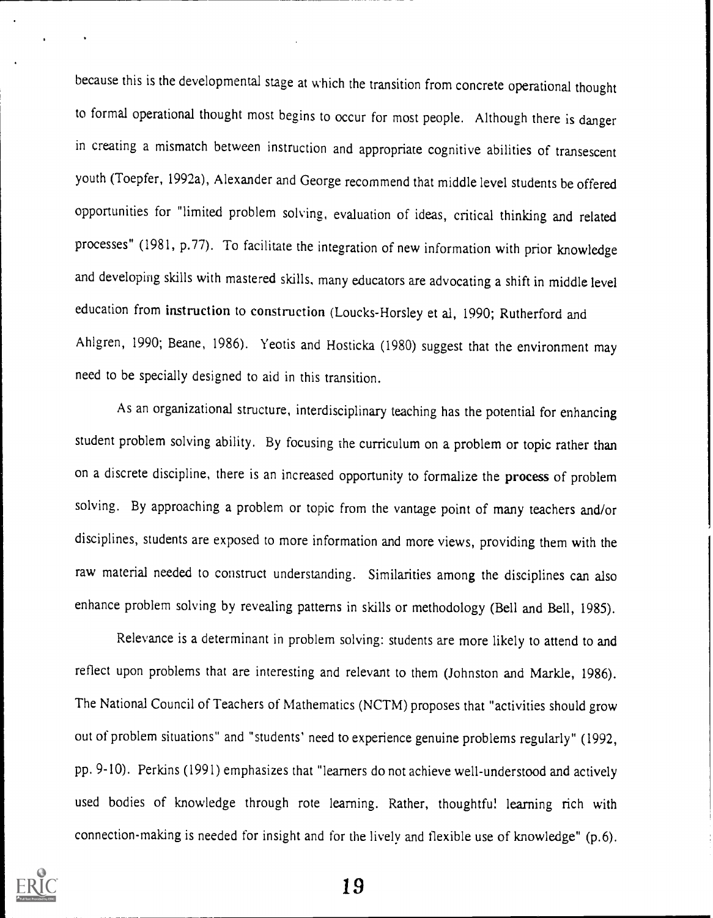because this is the developmental stage at which the transition from concrete operational thought to formal operational thought most begins to occur for most people. Although there is danger in creating a mismatch between instruction and appropriate cognitive abilities of transescent youth (Toepfer, 1992a), Alexander and George recommend that middle level students be offered opportunities for "limited problem solving, evaluation of ideas, critical thinking and related processes" (1981, p.77). To facilitate the integration of new information with prior knowledge and developing skills with mastered skills, many educators are advocating a shift in middle level education from **instruction** to **construction** (Loucks-Horsley et al, 1990; Rutherford and Ahlgren, 1990; Beane, 1986). Yeotis and Hosticka (1980) suggest that the environment may need to be specially designed to aid in this transition.

As an organizational structure, interdisciplinary teaching has the potential for enhancing student problem solving ability. By focusing the curriculum on a problem or topic rather than on a discrete discipline, there is an increased opportunity to formalize the **process** of problem solving. By approaching a problem or topic from the vantage point of many teachers and/or disciplines, students are exposed to more information and more views, providing them with the raw material needed to construct understanding. Similarities among the disciplines can also enhance problem solving by revealing patterns in skills or methodology (Bell and Bell, 1985).

Relevance is a determinant in problem solving: students are more likely to attend to and reflect upon problems that are interesting and relevant to them (Johnston and Markle, 1986). The National Council of Teachers of Mathematics (NCTM) proposes that "activities should grow out of problem situations" and "students' need to experience genuine problems regularly" (1992, pp. 9-10). Perkins (1991) emphasizes that "learners do not achieve well-understood and actively used bodies of knowledge through rote learning. Rather, thoughtful learning rich with connection-making is needed for insight and for the lively and flexible use of knowledge" (p.6).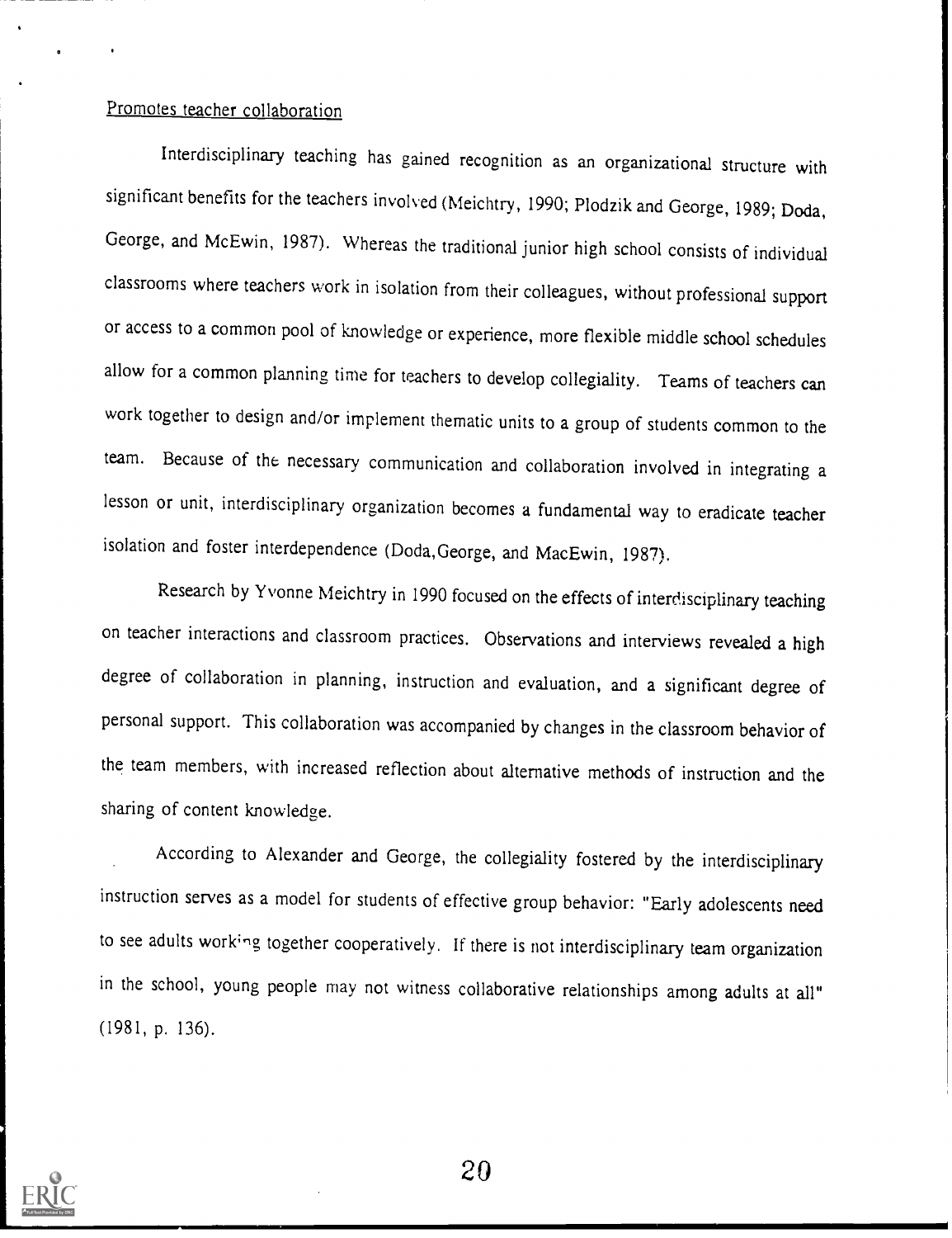Promotes teacher collaboration

Interdisciplinary teaching has gained recognition as an organizational structure with significant benefits for the teachers involved (Meichtry, 1990; Plodzik and George, 1989; Doda, George, and McEwin, 1987). Whereas the traditional junior high school consists of individual classrooms where teachers work in isolation from their colleagues, without professional support or access to a common pool of knowledge or experience, more flexible middle school schedules allow for a common planning time for teachers to develop collegiality. Teams of teachers can work together to design and/or implement thematic units to a group of students common to the team. Because of the necessary communication and collaboration involved in integrating a lesson or unit, interdisciplinary organization becomes a fundamental way to eradicate teacher isolation and foster interdependence (Doda,George, and MacEwin, 1987).

Research by Yvonne Meichtry in 1990 focused on the effects of interdisciplinary teaching on teacher interactions and classroom practices. Observations and interviews revealed a high degree of collaboration in planning, instruction and evaluation, and a significant degree of personal support. This collaboration was accompanied by changes in the classroom behavior of the team members, with increased reflection about alternative methods of instruction and the sharing of content knowledge.

According to Alexander and George, the collegiality fostered by the interdisciplinary instruction serves as a model for students of effective group behavior: "Early adolescents need to see adults working together cooperatively. If there is not interdisciplinary team organization in the school, young people may not witness collaborative relationships among adults at all" (1981, p. 136).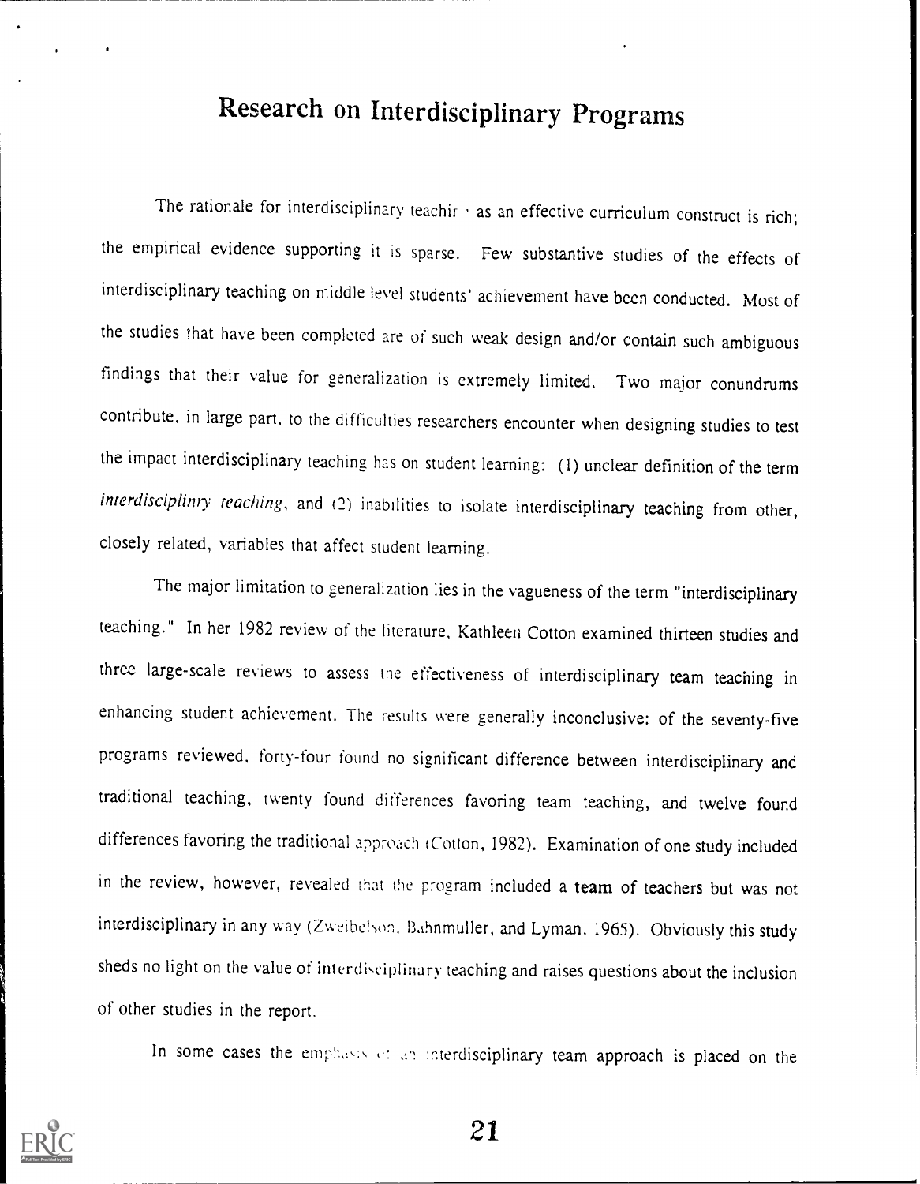# Research on Interdisciplinary Programs

The rationale for interdisciplinary teaching as an effective curriculum construct is rich; the empirical evidence supporting it is sparse. Few substantive studies of the effects of interdisciplinary teaching on middle level students' achievement have been conducted. Most of the studies that have been completed are of such weak design and/or contain such ambiguous findings that their value for generalization is extremely limited. Two major conundrums contribute, in large part, to the difficulties researchers encounter when designing studies to test the impact interdisciplinary teaching has on student learning: (1) unclear definition of the term *interdisciplinry teaching*, and (2) inabilities to isolate interdisciplinary teaching from other, closely related, variables that affect student learning.

The major limitation to generalization lies in the vagueness of the term "interdisciplinary teaching." In her 1982 review of the literature, Kathleen Cotton examined thirteen studies and three large-scale reviews to assess the effectiveness of interdisciplinary team teaching in enhancing student achievement. The results were generally inconclusive: of the seventy-five programs reviewed, forty-four found no significant difference between interdisciplinary and traditional teaching, twenty found differences favoring team teaching, and twelve found differences favoring the traditional approach (Cotton, 1982). Examination of one study included in the review, however, revealed that the program included a team of teachers but was not interdisciplinary in any way (Zweibelson, Bahnmuller, and Lyman, 1965). Obviously this study sheds no light on the value of interdisciplinary teaching and raises questions about the inclusion of other studies in the report.

In some cases the emphasis of an interdisciplinary team approach is placed on the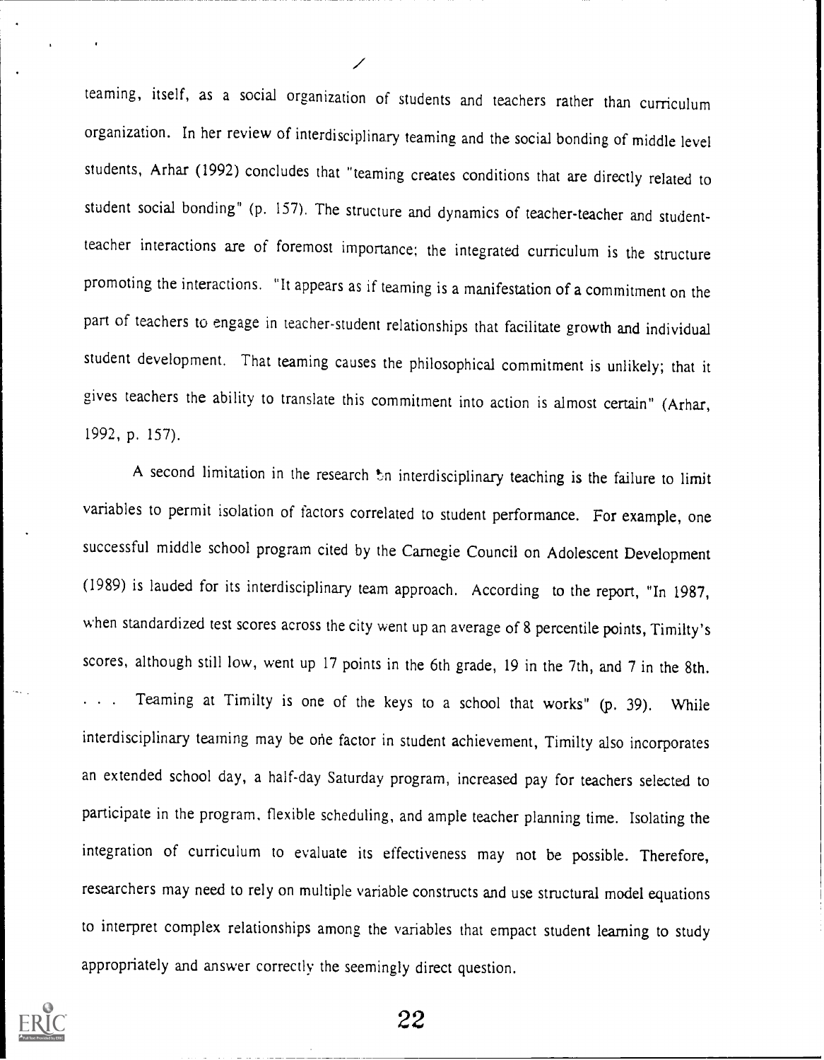teaming, itself, as a social organization of students and teachers rather than curriculum organization. In her review of interdisciplinary teaming and the social bonding of middle level students, Arhar (1992) concludes that "teaming creates conditions that are directly related to student social bonding" (p. 157). The structure and dynamics of teacher-teacher and student-teacher interactions are of foremost importance; the integrated curriculum is the structure promoting the interactions. "It appears as if teaming is a manifestation of a commitment on the part of teachers to engage in teacher-student relationships that facilitate growth and individual student development. That teaming causes the philosophical commitment is unlikely; that it gives teachers the ability to translate this commitment into action is almost certain" (Arhar, 1992, p. 157).

A second limitation in the research on interdisciplinary teaching is the failure to limit variables to permit isolation of factors correlated to student performance. For example, one successful middle school program cited by the Carnegie Council on Adolescent Development (1989) is lauded for its interdisciplinary team approach. According to the report, "In 1987, when standardized test scores across the city went up an average of 8 percentile points, Timilty's scores, although still low, went up 17 points in the 6th grade, 19 in the 7th, and 7 in the 8th. . . . Teaming at Timilty is one of the keys to a school that works" (p. 39). While interdisciplinary teaming may be one factor in student achievement, Timilty also incorporates an extended school day, a half-day Saturday program, increased pay for teachers selected to participate in the program, flexible scheduling, and ample teacher planning time. Isolating the integration of curriculum to evaluate its effectiveness may not be possible. Therefore, researchers may need to rely on multiple variable constructs and use structural model equations to interpret complex relationships among the variables that empact student learning to study appropriately and answer correctly the seemingly direct question.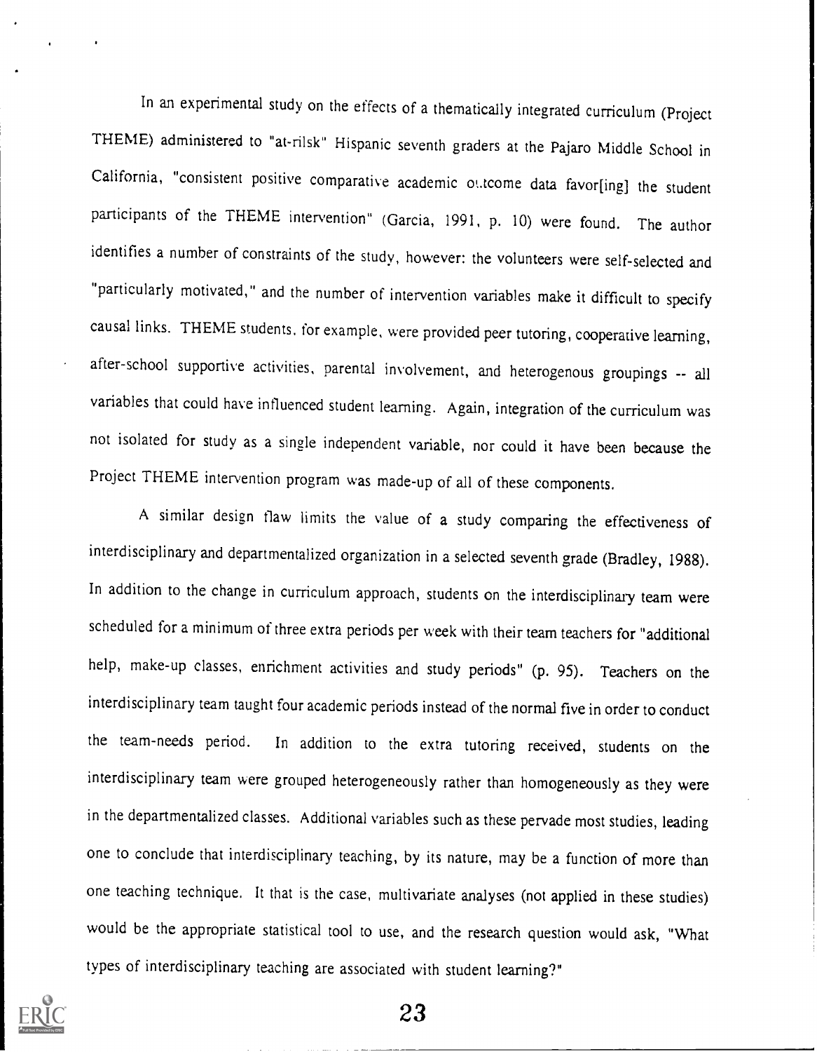In an experimental study on the effects of a thematically integrated curriculum (Project THEME) administered to "at-rilsk" Hispanic seventh graders at the Pajaro Middle School in California, "consistent positive comparative academic outcome data favor[ing] the student participants of the THEME intervention" (Garcia, 1991, p. 10) were found. The author identifies a number of constraints of the study, however: the volunteers were self-selected and "particularly motivated," and the number of intervention variables make it difficult to specify causal links. THEME students, for example, were provided peer tutoring, cooperative learning, after-school supportive activities, parental involvement, and heterogenous groupings -- all variables that could have influenced student learning. Again, integration of the curriculum was not isolated for study as a single independent variable, nor could it have been because the Project THEME intervention program was made-up of all of these components.

A similar design flaw limits the value of a study comparing the effectiveness of interdisciplinary and departmentalized organization in a selected seventh grade (Bradley, 1988). In addition to the change in curriculum approach, students on the interdisciplinary team were scheduled for a minimum of three extra periods per week with their team teachers for "additional help, make-up classes, enrichment activities and study periods" (p. 95). Teachers on the interdisciplinary team taught four academic periods instead of the normal five in order to conduct the team-needs period. In addition to the extra tutoring received, students on the interdisciplinary team were grouped heterogeneously rather than homogeneously as they were in the departmentalized classes. Additional variables such as these pervade most studies, leading one to conclude that interdisciplinary teaching, by its nature, may be a function of more than one teaching technique. It that is the case, multivariate analyses (not applied in these studies) would be the appropriate statistical tool to use, and the research question would ask, "What types of interdisciplinary teaching are associated with student learning?"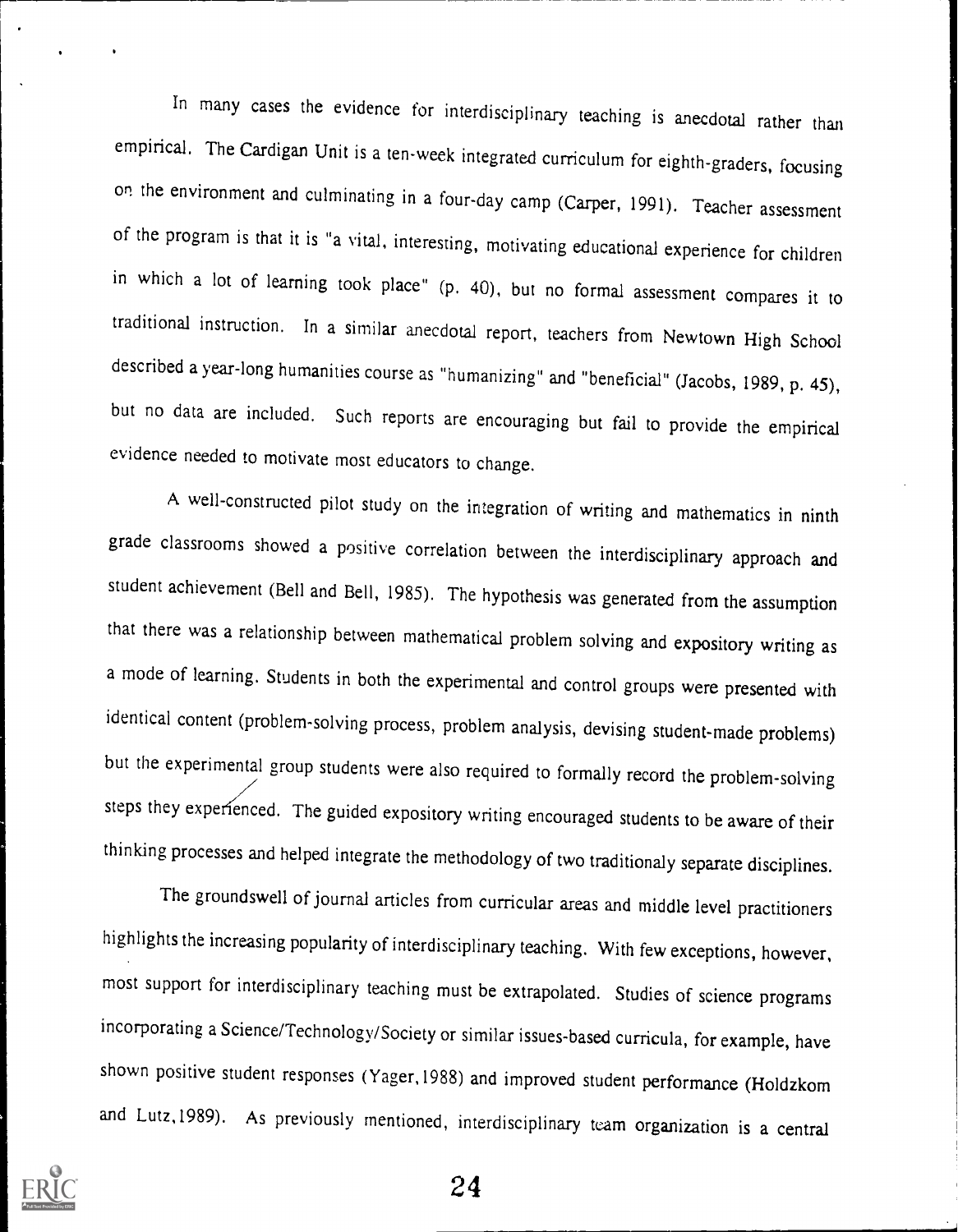In many cases the evidence for interdisciplinary teaching is anecdotal rather than empirical. The Cardigan Unit is a ten-week integrated curriculum for eighth-graders, focusing on the environment and culminating in a four-day camp (Carper, 1991). Teacher assessment of the program is that it is "a vital, interesting, motivating educational experience for children in which a lot of learning took place" (p. 40), but no formal assessment compares it to traditional instruction. In a similar anecdotal report, teachers from Newtown High School described a year-long humanities course as "humanizing" and "beneficial" (Jacobs, 1989, p. 45), but no data are included. Such reports are encouraging but fail to provide the empirical evidence needed to motivate most educators to change.

A well-constructed pilot study on the integration of writing and mathematics in ninth grade classrooms showed a positive correlation between the interdisciplinary approach and student achievement (Bell and Bell, 1985). The hypothesis was generated from the assumption that there was a relationship between mathematical problem solving and expository writing as a mode of learning. Students in both the experimental and control groups were presented with identical content (problem-solving process, problem analysis, devising student-made problems) but the experimental group students were also required to formally record the problem-solving steps they experienced. The guided expository writing encouraged students to be aware of their thinking processes and helped integrate the methodology of two traditionaly separate disciplines.

The groundswell of journal articles from curricular areas and middle level practitioners highlights the increasing popularity of interdisciplinary teaching. With few exceptions, however, most support for interdisciplinary teaching must be extrapolated. Studies of science programs incorporating a Science/Technology/Society or similar issues-based curricula, for example, have shown positive student responses (Yager, 1988) and improved student performance (Holdzkom and Lutz, 1989). As previously mentioned, interdisciplinary team organization is a central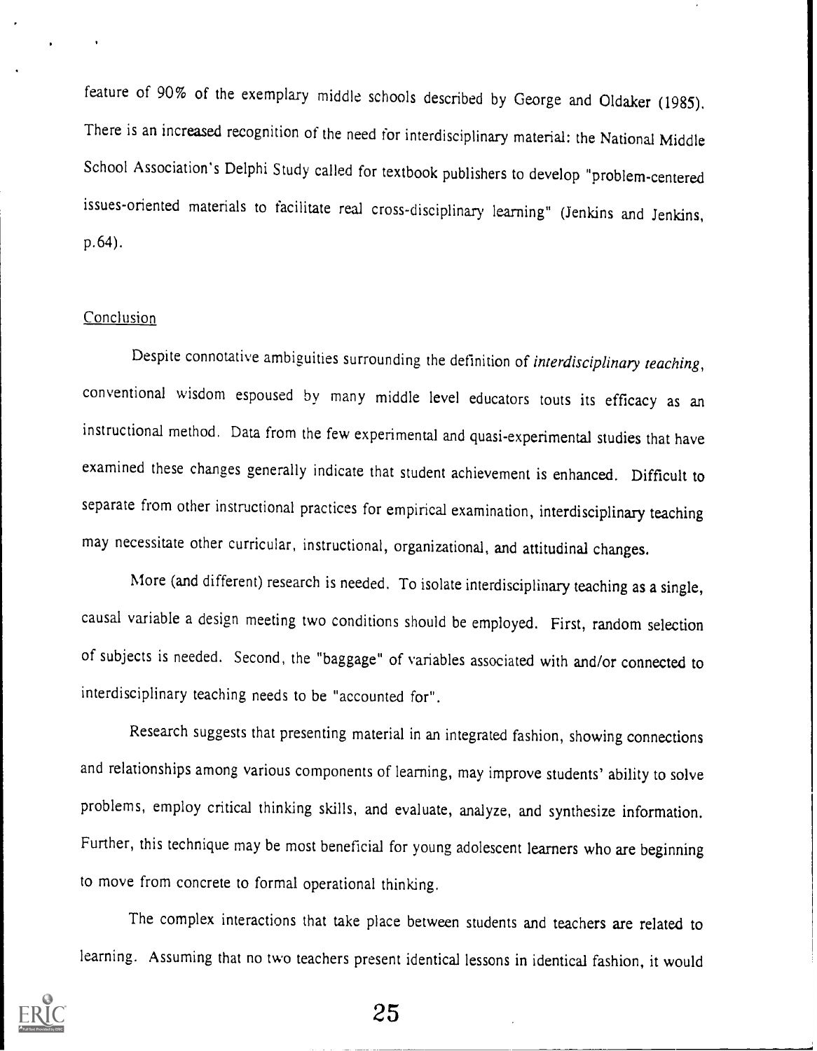feature of 90% of the exemplary middle schools described by George and Oldaker (1985). There is an increased recognition of the need for interdisciplinary material: the National Middle School Association's Delphi Study called for textbook publishers to develop "problem-centered issues-oriented materials to facilitate real cross-disciplinary learning" (Jenkins and Jenkins, p.64).

## Conclusion

Despite connotative ambiguities surrounding the definition of *interdisciplinary teaching*, conventional wisdom espoused by many middle level educators touts its efficacy as an instructional method. Data from the few experimental and quasi-experimental studies that have examined these changes generally indicate that student achievement is enhanced. Difficult to separate from other instructional practices for empirical examination, interdisciplinary teaching may necessitate other curricular, instructional, organizational, and attitudinal changes.

More (and different) research is needed. To isolate interdisciplinary teaching as a single, causal variable a design meeting two conditions should be employed. First, random selection of subjects is needed. Second, the "baggage" of variables associated with and/or connected to interdisciplinary teaching needs to be "accounted for".

Research suggests that presenting material in an integrated fashion, showing connections and relationships among various components of learning, may improve students' ability to solve problems, employ critical thinking skills, and evaluate, analyze, and synthesize information. Further, this technique may be most beneficial for young adolescent learners who are beginning to move from concrete to formal operational thinking.

The complex interactions that take place between students and teachers are related to learning. Assuming that no two teachers present identical lessons in identical fashion, it would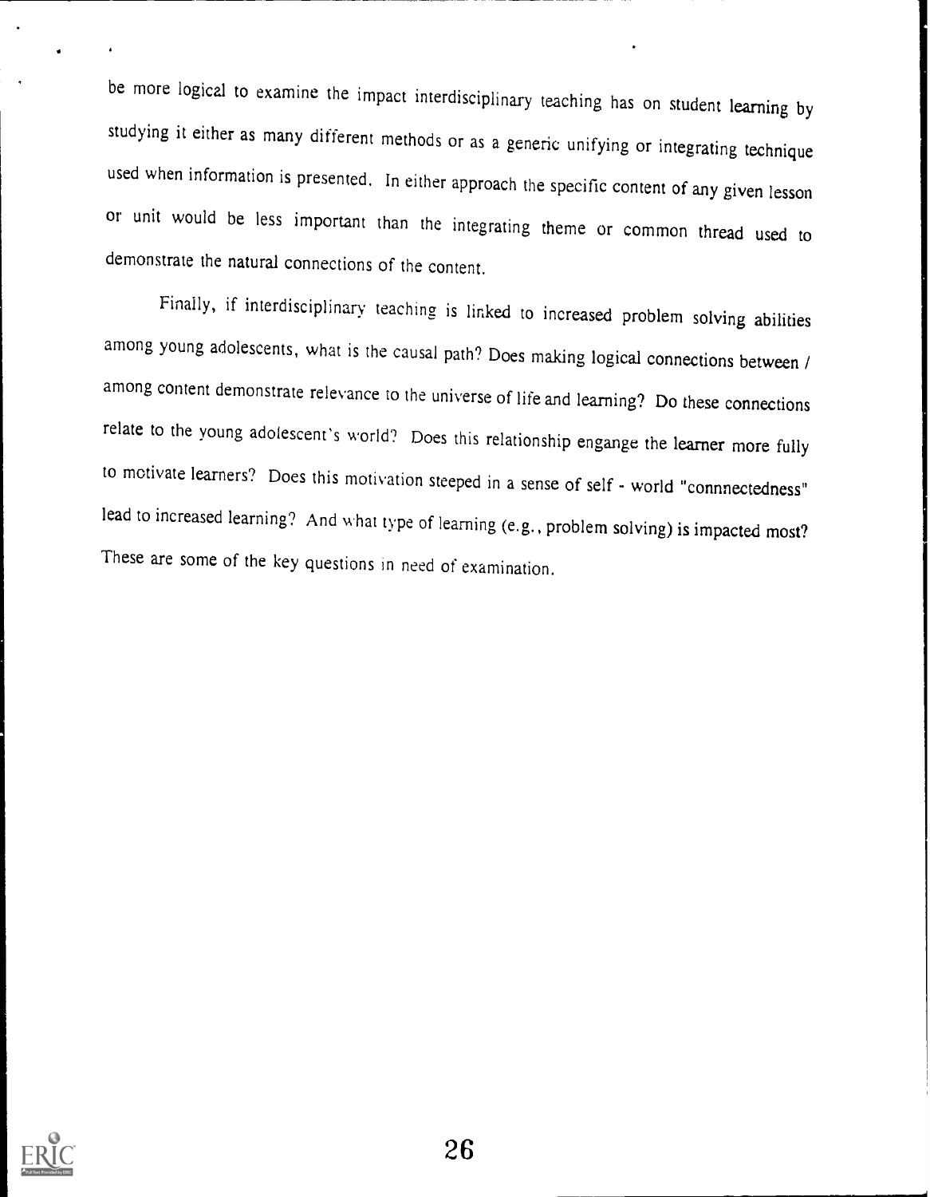be more logical to examine the impact interdisciplinary teaching has on student learning by studying it either as many different methods or as a generic unifying or integrating technique used when information is presented. In either approach the specific content of any given lesson or unit would be less important than the integrating theme or common thread used to demonstrate the natural connections of the content.

Finally, if interdisciplinary teaching is linked to increased problem solving abilities among young adolescents, what is the causal path? Does making logical connections between / among content demonstrate relevance to the universe of life and learning? Do these connections relate to the young adolescent's world? Does this relationship engange the learner more fully to motivate learners? Does this motivation steeped in a sense of self - world "connnectedness" lead to increased learning? And what type of learning (e.g., problem solving) is impacted most? These are some of the key questions in need of examination.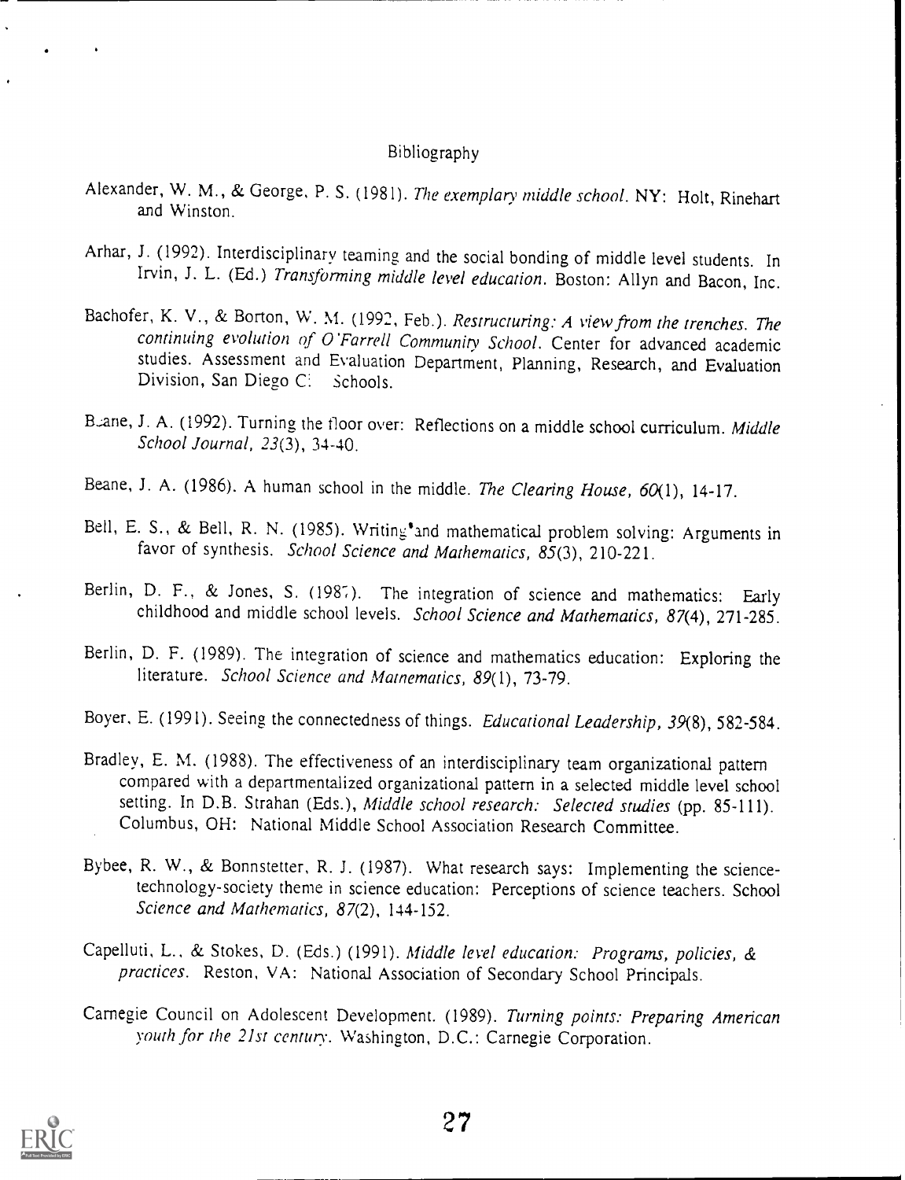# Bibliography

Alexander, W. M., & George, P. S. (1981). *The exemplary middle school.* NY: Holt, Rinehart and Winston.

Arhar, J. (1992). Interdisciplinary teaming and the social bonding of middle level students. In Irvin, J. L. (Ed.) *Transforming middle level education.* Boston: Allyn and Bacon, Inc.

Bachofer, K. V., & Borton, W. M. (1992, Feb.). *Restructuring: A view from the trenches. The continuing evolution of O'Farrell Community School.* Center for advanced academic studies. Assessment and Evaluation Department, Planning, Research, and Evaluation Division, San Diego C: Schools.

Beane, J. A. (1992). Turning the floor over: Reflections on a middle school curriculum. *Middle School Journal, 23*(3), 34-40.

Beane, J. A. (1986). A human school in the middle. *The Clearing House, 60*(1), 14-17.

Bell, E. S., & Bell, R. N. (1985). Writing and mathematical problem solving: Arguments in favor of synthesis. *School Science and Mathematics, 85*(3), 210-221.

Berlin, D. F., & Jones, S. (1987). The integration of science and mathematics: Early childhood and middle school levels. *School Science and Mathematics, 87*(4), 271-285.

Berlin, D. F. (1989). The integration of science and mathematics education: Exploring the literature. *School Science and Mathematics, 89*(1), 73-79.

Boyer, E. (1991). Seeing the connectedness of things. *Educational Leadership, 39*(8), 582-584.

Bradley, E. M. (1988). The effectiveness of an interdisciplinary team organizational pattern compared with a departmentalized organizational pattern in a selected middle level school setting. In D.B. Strahan (Eds.), *Middle school research: Selected studies* (pp. 85-111). Columbus, OH: National Middle School Association Research Committee.

Bybee, R. W., & Bonnstetter, R. J. (1987). What research says: Implementing the science-technology-society theme in science education: Perceptions of science teachers. School *Science and Mathematics, 87*(2), 144-152.

Capelluti, L., & Stokes, D. (Eds.) (1991). *Middle level education: Programs, policies, & practices.* Reston, VA: National Association of Secondary School Principals.

Carnegie Council on Adolescent Development. (1989). *Turning points: Preparing American youth for the 21st century.* Washington, D.C.: Carnegie Corporation.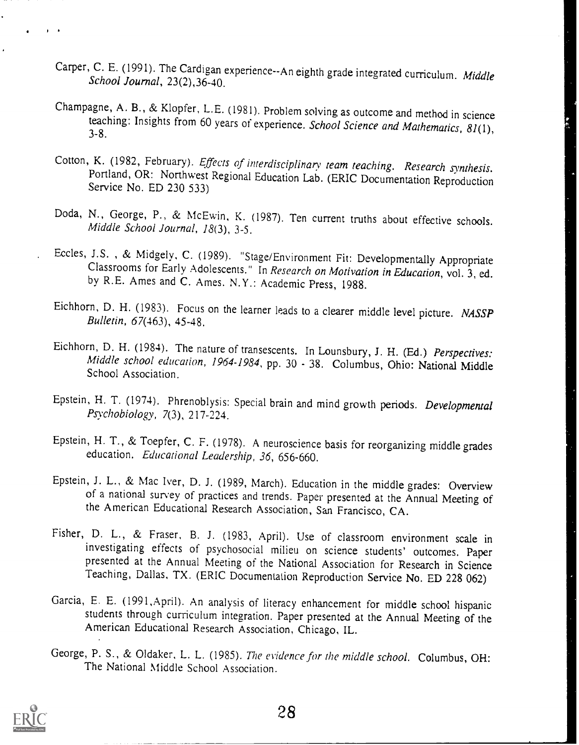Carper, C. E. (1991). The Cardigan experience--An eighth grade integrated curriculum. *Middle School Journal*, 23(2),36-40.

Champagne, A. B., & Klopfer, L.E. (1981). Problem solving as outcome and method in science teaching: Insights from 60 years of experience. *School Science and Mathematics, 81*(1), 3-8.

Cotton, K. (1982, February). *Effects of interdisciplinary team teaching. Research synthesis.* Portland, OR: Northwest Regional Education Lab. (ERIC Documentation Reproduction Service No. ED 230 533)

Doda, N., George, P., & McEwin, K. (1987). Ten current truths about effective schools. *Middle School Journal, 18*(3), 3-5.

Eccles, J.S. , & Midgely, C. (1989). "Stage/Environment Fit: Developmentally Appropriate Classrooms for Early Adolescents." In *Research on Motivation in Education*, vol. 3, ed. by R.E. Ames and C. Ames. N.Y.: Academic Press, 1988.

Eichhorn, D. H. (1983). Focus on the learner leads to a clearer middle level picture. *NASSP Bulletin, 67*(463), 45-48.

Eichhorn, D. H. (1984). The nature of transescents. In Lounsbury, J. H. (Ed.) *Perspectives: Middle school education, 1964-1984*, pp. 30 - 38. Columbus, Ohio: National Middle School Association.

Epstein, H. T. (1974). Phrenoblysis: Special brain and mind growth periods. *Developmental Psychobiology, 7*(3), 217-224.

Epstein, H. T., & Toepfer, C. F. (1978). A neuroscience basis for reorganizing middle grades education. *Educational Leadership, 36*, 656-660.

Epstein, J. L., & Mac Iver, D. J. (1989, March). Education in the middle grades: Overview of a national survey of practices and trends. Paper presented at the Annual Meeting of the American Educational Research Association, San Francisco, CA.

Fisher, D. L., & Fraser, B. J. (1983, April). Use of classroom environment scale in investigating effects of psychosocial milieu on science students' outcomes. Paper presented at the Annual Meeting of the National Association for Research in Science Teaching, Dallas, TX. (ERIC Documentation Reproduction Service No. ED 228 062)

Garcia, E. E. (1991,April). An analysis of literacy enhancement for middle school hispanic students through curriculum integration. Paper presented at the Annual Meeting of the American Educational Research Association, Chicago, IL.

George, P. S., & Oldaker, L. L. (1985). *The evidence for the middle school.* Columbus, OH: The National Middle School Association.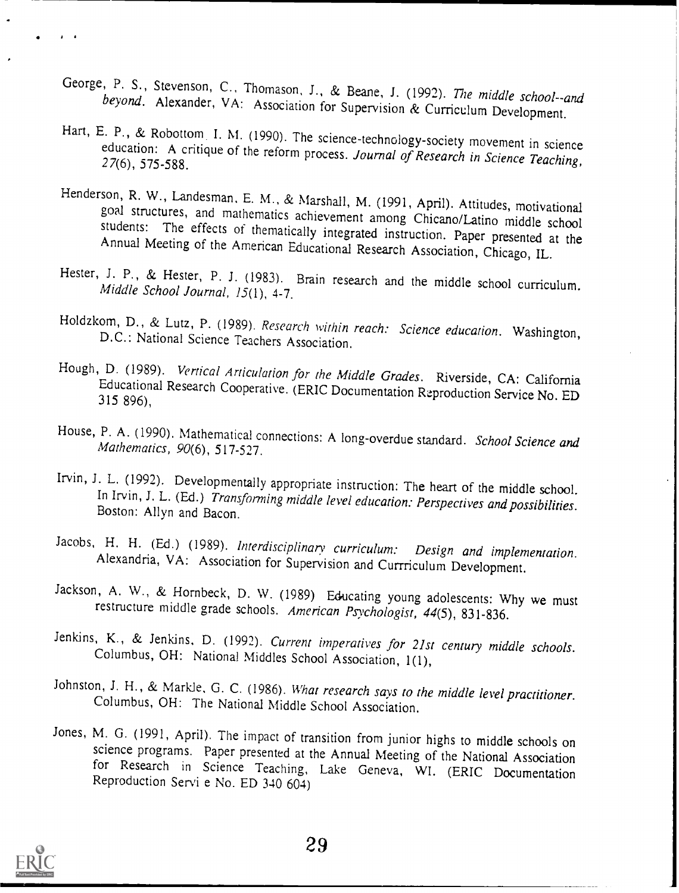George, P. S., Stevenson, C., Thomason, J., & Beane, J. (1992). *The middle school--and beyond*. Alexander, VA: Association for Supervision & Curriculum Development.

Hart, E. P., & Robottom I. M. (1990). The science-technology-society movement in science education: A critique of the reform process. *Journal of Research in Science Teaching, 27*(6), 575-588.

Henderson, R. W., Landesman, E. M., & Marshall, M. (1991, April). Attitudes, motivational goal structures, and mathematics achievement among Chicano/Latino middle school students: The effects of thematically integrated instruction. Paper presented at the Annual Meeting of the American Educational Research Association, Chicago, IL.

Hester, J. P., & Hester, P. J. (1983). Brain research and the middle school curriculum. *Middle School Journal, 15*(1), 4-7.

Holdzkom, D., & Lutz, P. (1989). *Research within reach: Science education*. Washington, D.C.: National Science Teachers Association.

Hough, D. (1989). *Vertical Articulation for the Middle Grades*. Riverside, CA: California Educational Research Cooperative. (ERIC Documentation Reproduction Service No. ED 315 896),

House, P. A. (1990). Mathematical connections: A long-overdue standard. *School Science and Mathematics, 90*(6), 517-527.

Irvin, J. L. (1992). Developmentally appropriate instruction: The heart of the middle school. In Irvin, J. L. (Ed.) *Transforming middle level education: Perspectives and possibilities*. Boston: Allyn and Bacon.

Jacobs, H. H. (Ed.) (1989). *Interdisciplinary curriculum: Design and implementation*. Alexandria, VA: Association for Supervision and Currriculum Development.

Jackson, A. W., & Hornbeck, D. W. (1989) Educating young adolescents: Why we must restructure middle grade schools. *American Psychologist, 44*(5), 831-836.

Jenkins, K., & Jenkins, D. (1992). *Current imperatives for 21st century middle schools*. Columbus, OH: National Middles School Association, 1(1),

Johnston, J. H., & Markle, G. C. (1986). *What research says to the middle level practitioner*. Columbus, OH: The National Middle School Association.

Jones, M. G. (1991, April). The impact of transition from junior highs to middle schools on science programs. Paper presented at the Annual Meeting of the National Association for Research in Science Teaching, Lake Geneva, WI. (ERIC Documentation Reproduction Servi e No. ED 340 604)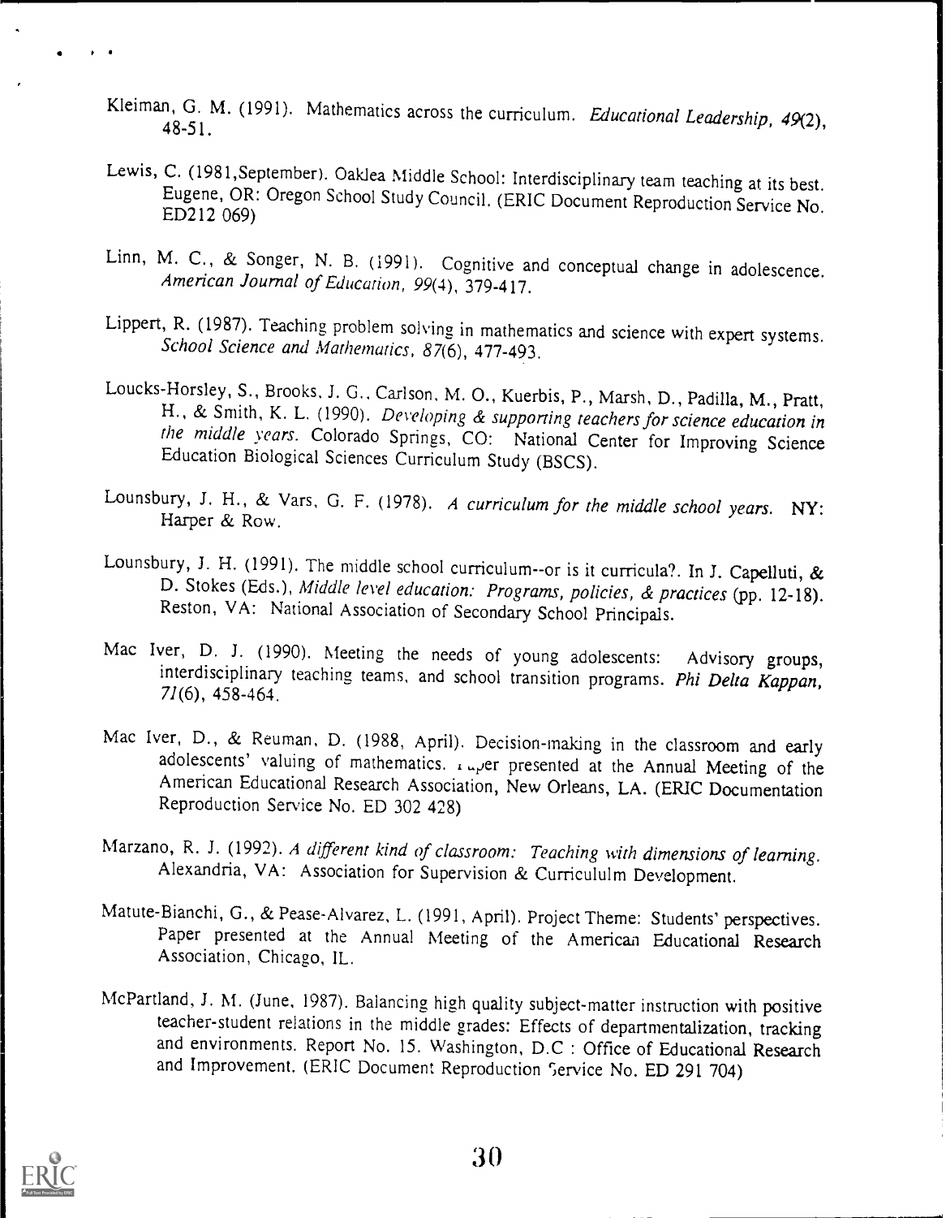Kleiman, G. M. (1991). Mathematics across the curriculum. *Educational Leadership, 49*(2), 48-51.

Lewis, C. (1981,September). Oaklea Middle School: Interdisciplinary team teaching at its best. Eugene, OR: Oregon School Study Council. (ERIC Document Reproduction Service No. ED212 069)

Linn, M. C., & Songer, N. B. (1991). Cognitive and conceptual change in adolescence. *American Journal of Education, 99*(4), 379-417.

Lippert, R. (1987). Teaching problem solving in mathematics and science with expert systems. *School Science and Mathematics, 87*(6), 477-493.

Loucks-Horsley, S., Brooks, J. G., Carlson, M. O., Kuerbis, P., Marsh, D., Padilla, M., Pratt, H., & Smith, K. L. (1990). *Developing & supporting teachers for science education in the middle years.* Colorado Springs, CO: National Center for Improving Science Education Biological Sciences Curriculum Study (BSCS).

Lounsbury, J. H., & Vars, G. F. (1978). *A curriculum for the middle school years.* NY: Harper & Row.

Lounsbury, J. H. (1991). The middle school curriculum--or is it curricula?. In J. Capelluti, & D. Stokes (Eds.), *Middle level education: Programs, policies, & practices* (pp. 12-18). Reston, VA: National Association of Secondary School Principals.

Mac Iver, D. J. (1990). Meeting the needs of young adolescents: Advisory groups, interdisciplinary teaching teams, and school transition programs. *Phi Delta Kappan, 71*(6), 458-464.

Mac Iver, D., & Reuman, D. (1988, April). Decision-making in the classroom and early adolescents' valuing of mathematics. Paper presented at the Annual Meeting of the American Educational Research Association, New Orleans, LA. (ERIC Documentation Reproduction Service No. ED 302 428)

Marzano, R. J. (1992). *A different kind of classroom: Teaching with dimensions of learning.* Alexandria, VA: Association for Supervision & Curricululm Development.

Matute-Bianchi, G., & Pease-Alvarez, L. (1991, April). Project Theme: Students' perspectives. Paper presented at the Annual Meeting of the American Educational Research Association, Chicago, IL.

McPartland, J. M. (June, 1987). Balancing high quality subject-matter instruction with positive teacher-student relations in the middle grades: Effects of departmentalization, tracking and environments. Report No. 15. Washington, D.C : Office of Educational Research and Improvement. (ERIC Document Reproduction Service No. ED 291 704)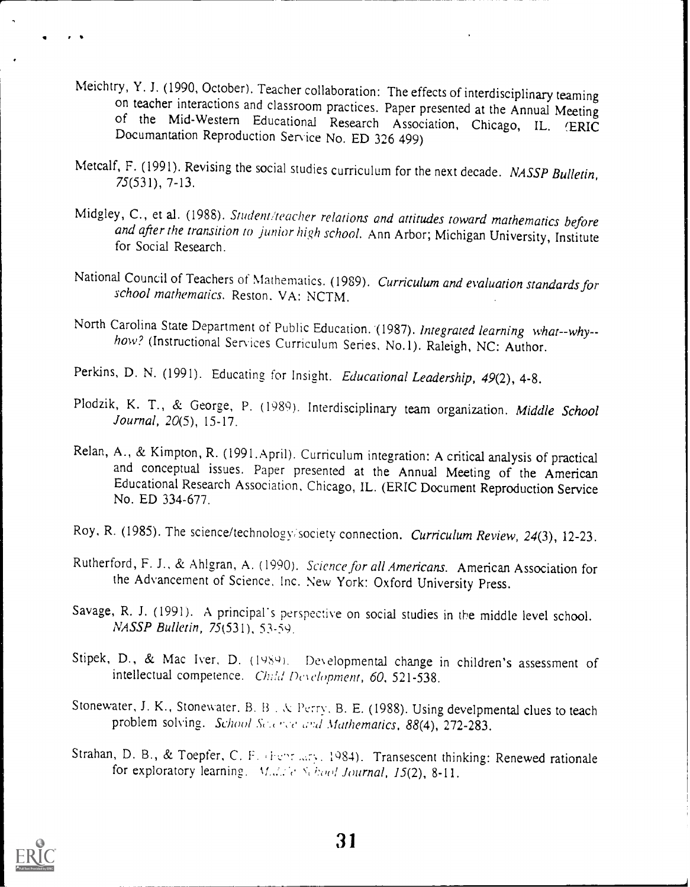Meichtry, Y. J. (1990, October). Teacher collaboration: The effects of interdisciplinary teaming on teacher interactions and classroom practices. Paper presented at the Annual Meeting of the Mid-Western Educational Research Association, Chicago, IL. (ERIC Documantation Reproduction Service No. ED 326 499)

Metcalf, F. (1991). Revising the social studies curriculum for the next decade. *NASSP Bulletin, 75*(531), 7-13.

Midgley, C., et al. (1988). *Student/teacher relations and attitudes toward mathematics before and after the transition to junior high school.* Ann Arbor; Michigan University, Institute for Social Research.

National Council of Teachers of Mathematics. (1989). *Curriculum and evaluation standards for school mathematics.* Reston, VA: NCTM.

North Carolina State Department of Public Education. (1987). *Integrated learning what--why--how?* (Instructional Services Curriculum Series, No.1). Raleigh, NC: Author.

Perkins, D. N. (1991). Educating for Insight. *Educational Leadership, 49*(2), 4-8.

Plodzik, K. T., & George, P. (1989). Interdisciplinary team organization. *Middle School Journal, 20*(5), 15-17.

Relan, A., & Kimpton, R. (1991.April). Curriculum integration: A critical analysis of practical and conceptual issues. Paper presented at the Annual Meeting of the American Educational Research Association, Chicago, IL. (ERIC Document Reproduction Service No. ED 334-677.

Roy, R. (1985). The science/technology/society connection. *Curriculum Review, 24*(3), 12-23.

Rutherford, F. J., & Ahlgran, A. (1990). *Science for all Americans.* American Association for the Advancement of Science, Inc. New York: Oxford University Press.

Savage, R. J. (1991). A principal's perspective on social studies in the middle level school. *NASSP Bulletin, 75*(531), 53-59.

Stipek, D., & Mac Iver, D. (1989). Developmental change in children's assessment of intellectual competence. *Child Development, 60*, 521-538.

Stonewater, J. K., Stonewater, B. B., & Perry, B. E. (1988). Using develpmental clues to teach problem solving. *School Science and Mathematics, 88*(4), 272-283.

Strahan, D. B., & Toepfer, C. F. (February, 1984). Transescent thinking: Renewed rationale for exploratory learning. *Middle School Journal, 15*(2), 8-11.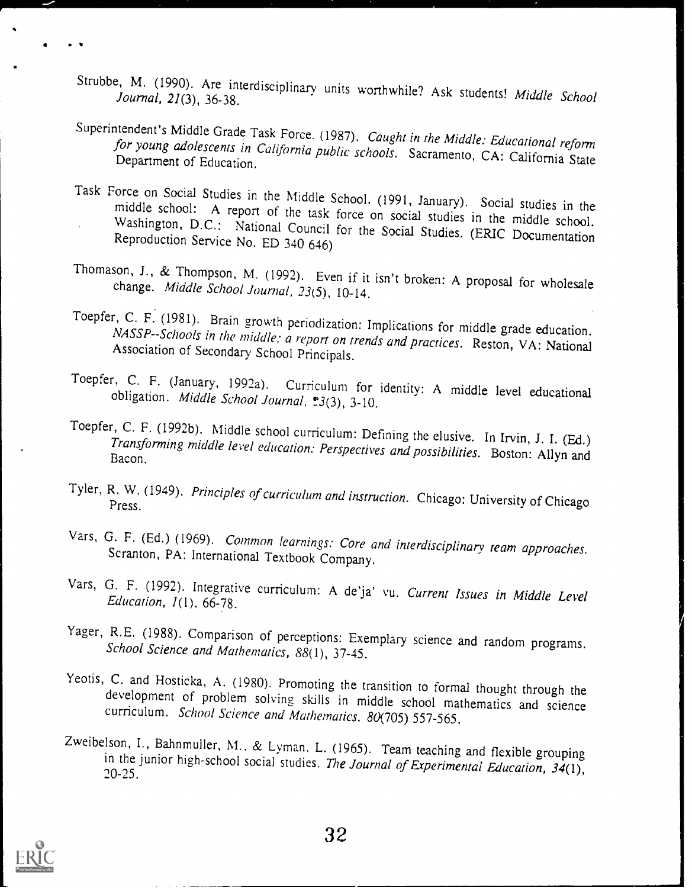Strubbe, M. (1990). Are interdisciplinary units worthwhile? Ask students! *Middle School Journal, 21*(3), 36-38.

Superintendent's Middle Grade Task Force. (1987). *Caught in the Middle: Educational reform for young adolescents in California public schools.* Sacramento, CA: California State Department of Education.

Task Force on Social Studies in the Middle School. (1991, January). Social studies in the middle school: A report of the task force on social studies in the middle school. Washington, D.C.: National Council for the Social Studies. (ERIC Documentation Reproduction Service No. ED 340 646)

Thomason, J., & Thompson, M. (1992). Even if it isn't broken: A proposal for wholesale change. *Middle School Journal, 23*(5), 10-14.

Toepfer, C. F. (1981). Brain growth periodization: Implications for middle grade education. *NASSP--Schools in the middle; a report on trends and practices.* Reston, VA: National Association of Secondary School Principals.

Toepfer, C. F. (January, 1992a). Curriculum for identity: A middle level educational obligation. *Middle School Journal, 23*(3), 3-10.

Toepfer, C. F. (1992b). Middle school curriculum: Defining the elusive. In Irvin, J. I. (Ed.) *Transforming middle level education: Perspectives and possibilities.* Boston: Allyn and Bacon.

Tyler, R. W. (1949). *Principles of curriculum and instruction.* Chicago: University of Chicago Press.

Vars, G. F. (Ed.) (1969). *Common learnings: Core and interdisciplinary team approaches.* Scranton, PA: International Textbook Company.

Vars, G. F. (1992). Integrative curriculum: A de'ja' vu. *Current Issues in Middle Level Education, 1*(1), 66-78.

Yager, R.E. (1988). Comparison of perceptions: Exemplary science and random programs. *School Science and Mathematics, 88*(1), 37-45.

Yeotis, C. and Hosticka, A. (1980). Promoting the transition to formal thought through the development of problem solving skills in middle school mathematics and science curriculum. *School Science and Mathematics. 80*(705) 557-565.

Zweibelson, I., Bahnmuller, M., & Lyman, L. (1965). Team teaching and flexible grouping in the junior high-school social studies. *The Journal of Experimental Education, 34*(1), 20-25.